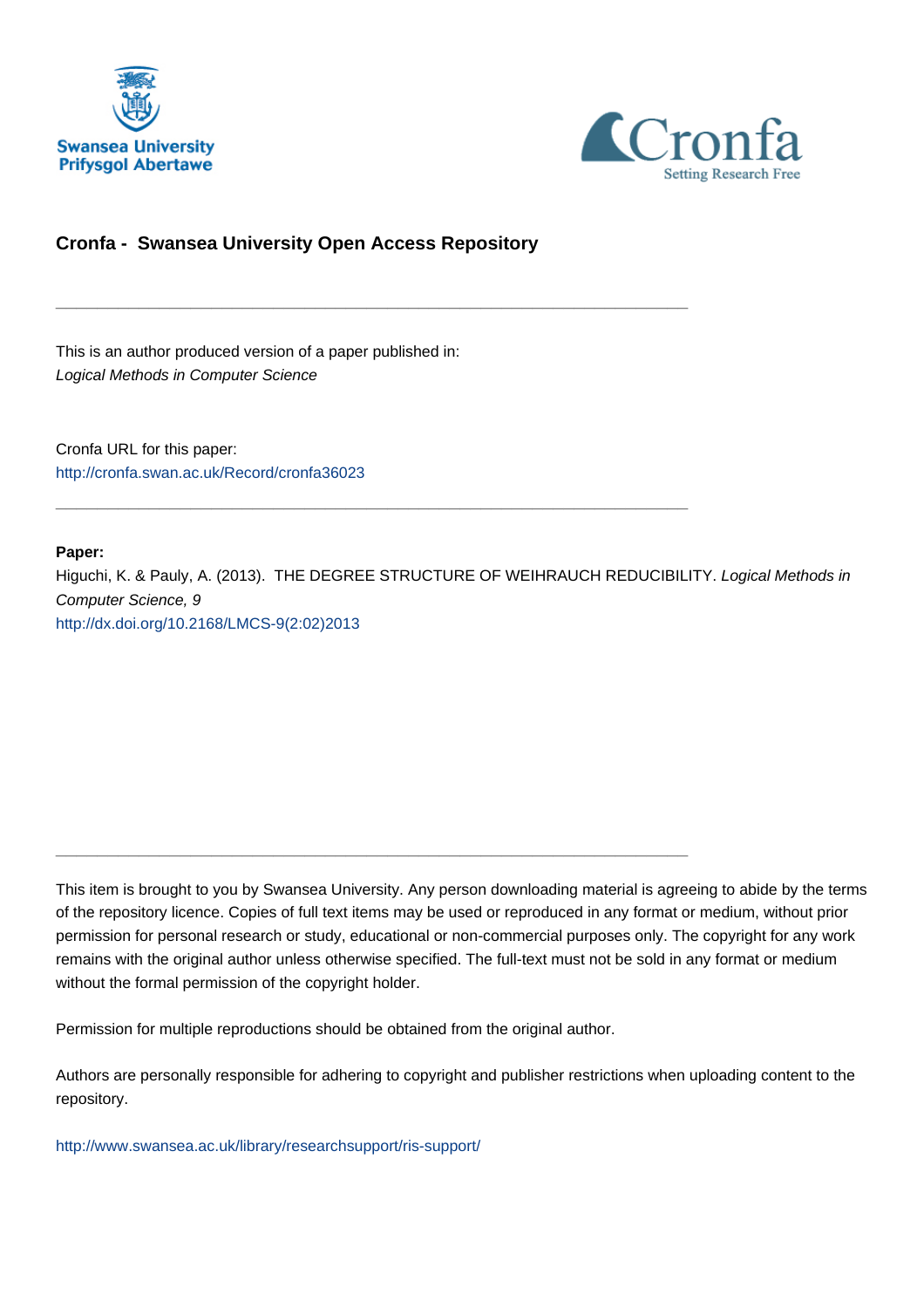Swansea University
Prifysgol Abertawe

Cronfa
Setting Research Free

# Cronfa - Swansea University Open Access Repository

---

This is an author produced version of a paper published in:
*Logical Methods in Computer Science*

Cronfa URL for this paper:
http://cronfa.swan.ac.uk/Record/cronfa36023

---

**Paper:**
Higuchi, K. & Pauly, A. (2013). THE DEGREE STRUCTURE OF WEIHRAUCH REDUCIBILITY. *Logical Methods in Computer Science, 9*
http://dx.doi.org/10.2168/LMCS-9(2:02)2013

---

This item is brought to you by Swansea University. Any person downloading material is agreeing to abide by the terms of the repository licence. Copies of full text items may be used or reproduced in any format or medium, without prior permission for personal research or study, educational or non-commercial purposes only. The copyright for any work remains with the original author unless otherwise specified. The full-text must not be sold in any format or medium without the formal permission of the copyright holder.

Permission for multiple reproductions should be obtained from the original author.

Authors are personally responsible for adhering to copyright and publisher restrictions when uploading content to the repository.

http://www.swansea.ac.uk/library/researchsupport/ris-support/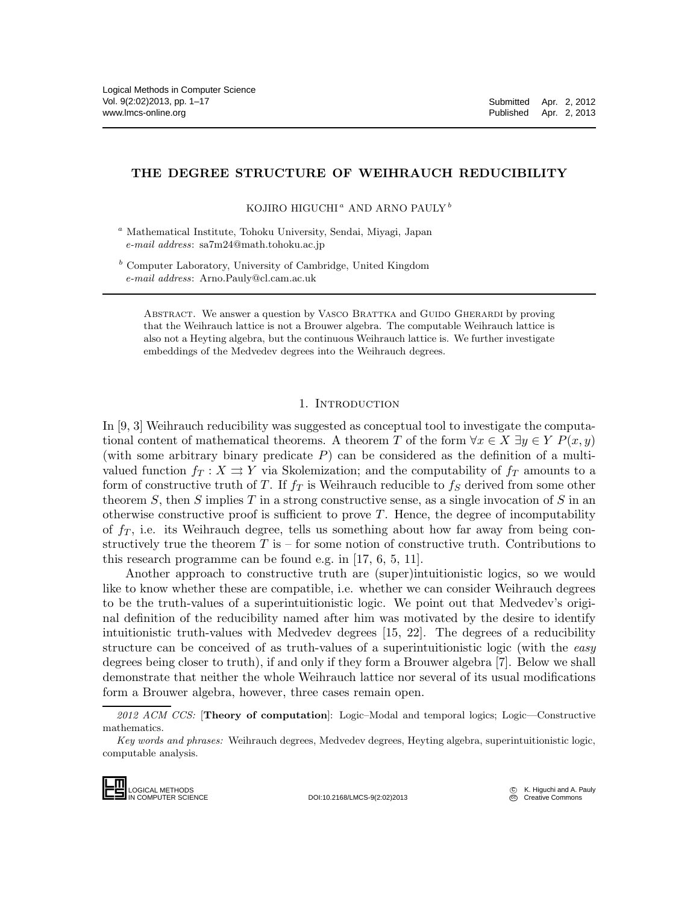Logical Methods in Computer Science
Vol. 9(2:02)2013, pp. 1–17
www.lmcs-online.org

Submitted Apr. 2, 2012
Published Apr. 2, 2013

# THE DEGREE STRUCTURE OF WEIHRAUCH REDUCIBILITY

KOJIRO HIGUCHI [a] AND ARNO PAULY [b]

[a] Mathematical Institute, Tohoku University, Sendai, Miyagi, Japan
*e-mail address*: sa7m24@math.tohoku.ac.jp

[b] Computer Laboratory, University of Cambridge, United Kingdom
*e-mail address*: Arno.Pauly@cl.cam.ac.uk

Abstract. We answer a question by Vasco Brattka and Guido Gherardi by proving that the Weihrauch lattice is not a Brouwer algebra. The computable Weihrauch lattice is also not a Heyting algebra, but the continuous Weihrauch lattice is. We further investigate embeddings of the Medvedev degrees into the Weihrauch degrees.

## 1. Introduction

In [9, 3] Weihrauch reducibility was suggested as conceptual tool to investigate the computational content of mathematical theorems. A theorem $T$ of the form $\forall x \in X\ \exists y \in Y\ P(x, y)$ (with some arbitrary binary predicate $P$) can be considered as the definition of a multi-valued function $f_T : X \rightrightarrows Y$ via Skolemization; and the computability of $f_T$ amounts to a form of constructive truth of $T$. If $f_T$ is Weihrauch reducible to $f_S$ derived from some other theorem $S$, then $S$ implies $T$ in a strong constructive sense, as a single invocation of $S$ in an otherwise constructive proof is sufficient to prove $T$. Hence, the degree of incomputability of $f_T$, i.e. its Weihrauch degree, tells us something about how far away from being constructively true the theorem $T$ is – for some notion of constructive truth. Contributions to this research programme can be found e.g. in [17, 6, 5, 11].

Another approach to constructive truth are (super)intuitionistic logics, so we would like to know whether these are compatible, i.e. whether we can consider Weihrauch degrees to be the truth-values of a superintuitionistic logic. We point out that Medvedev's original definition of the reducibility named after him was motivated by the desire to identify intuitionistic truth-values with Medvedev degrees [15, 22]. The degrees of a reducibility structure can be conceived of as truth-values of a superintuitionistic logic (with the *easy* degrees being closer to truth), if and only if they form a Brouwer algebra [7]. Below we shall demonstrate that neither the whole Weihrauch lattice nor several of its usual modifications form a Brouwer algebra, however, three cases remain open.

*2012 ACM CCS:* [**Theory of computation**]: Logic–Modal and temporal logics; Logic—Constructive mathematics.

*Key words and phrases:* Weihrauch degrees, Medvedev degrees, Heyting algebra, superintuitionistic logic, computable analysis.

DOI:10.2168/LMCS-9(2:02)2013

© K. Higuchi and A. Pauly
Creative Commons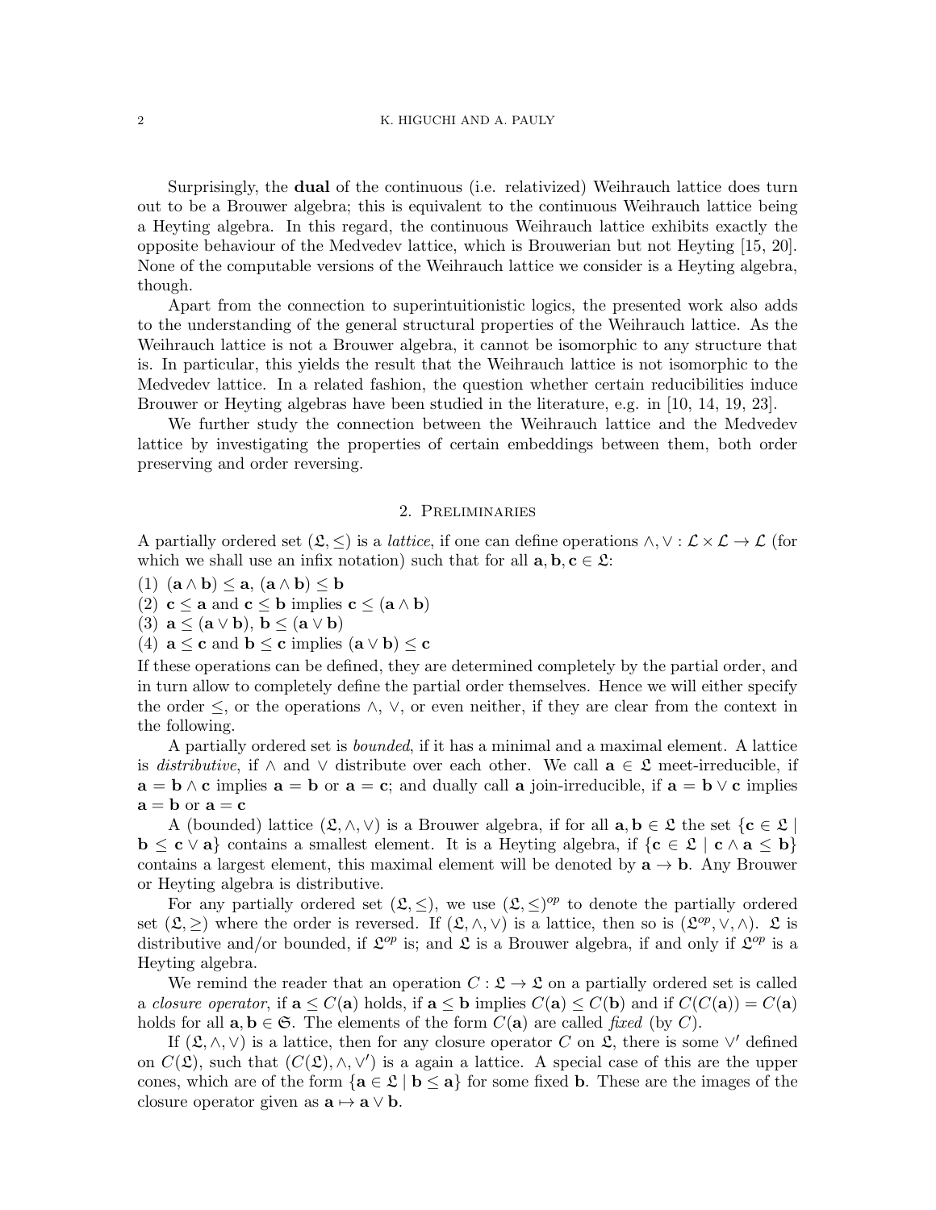Surprisingly, the **dual** of the continuous (i.e. relativized) Weihrauch lattice does turn out to be a Brouwer algebra; this is equivalent to the continuous Weihrauch lattice being a Heyting algebra. In this regard, the continuous Weihrauch lattice exhibits exactly the opposite behaviour of the Medvedev lattice, which is Brouwerian but not Heyting [15, 20]. None of the computable versions of the Weihrauch lattice we consider is a Heyting algebra, though.

Apart from the connection to superintuitionistic logics, the presented work also adds to the understanding of the general structural properties of the Weihrauch lattice. As the Weihrauch lattice is not a Brouwer algebra, it cannot be isomorphic to any structure that is. In particular, this yields the result that the Weihrauch lattice is not isomorphic to the Medvedev lattice. In a related fashion, the question whether certain reducibilities induce Brouwer or Heyting algebras have been studied in the literature, e.g. in [10, 14, 19, 23].

We further study the connection between the Weihrauch lattice and the Medvedev lattice by investigating the properties of certain embeddings between them, both order preserving and order reversing.

## 2. Preliminaries

A partially ordered set $(\mathfrak{L}, \leq)$ is a *lattice*, if one can define operations $\wedge, \vee : \mathcal{L} \times \mathcal{L} \to \mathcal{L}$ (for which we shall use an infix notation) such that for all $\mathbf{a}, \mathbf{b}, \mathbf{c} \in \mathfrak{L}$:

(1) $(\mathbf{a} \wedge \mathbf{b}) \leq \mathbf{a}$, $(\mathbf{a} \wedge \mathbf{b}) \leq \mathbf{b}$
(2) $\mathbf{c} \leq \mathbf{a}$ and $\mathbf{c} \leq \mathbf{b}$ implies $\mathbf{c} \leq (\mathbf{a} \wedge \mathbf{b})$
(3) $\mathbf{a} \leq (\mathbf{a} \vee \mathbf{b})$, $\mathbf{b} \leq (\mathbf{a} \vee \mathbf{b})$
(4) $\mathbf{a} \leq \mathbf{c}$ and $\mathbf{b} \leq \mathbf{c}$ implies $(\mathbf{a} \vee \mathbf{b}) \leq \mathbf{c}$

If these operations can be defined, they are determined completely by the partial order, and in turn allow to completely define the partial order themselves. Hence we will either specify the order $\leq$, or the operations $\wedge$, $\vee$, or even neither, if they are clear from the context in the following.

A partially ordered set is *bounded*, if it has a minimal and a maximal element. A lattice is *distributive*, if $\wedge$ and $\vee$ distribute over each other. We call $\mathbf{a} \in \mathfrak{L}$ meet-irreducible, if $\mathbf{a} = \mathbf{b} \wedge \mathbf{c}$ implies $\mathbf{a} = \mathbf{b}$ or $\mathbf{a} = \mathbf{c}$; and dually call $\mathbf{a}$ join-irreducible, if $\mathbf{a} = \mathbf{b} \vee \mathbf{c}$ implies $\mathbf{a} = \mathbf{b}$ or $\mathbf{a} = \mathbf{c}$

A (bounded) lattice $(\mathfrak{L}, \wedge, \vee)$ is a Brouwer algebra, if for all $\mathbf{a}, \mathbf{b} \in \mathfrak{L}$ the set $\{\mathbf{c} \in \mathfrak{L} \mid \mathbf{b} \leq \mathbf{c} \vee \mathbf{a}\}$ contains a smallest element. It is a Heyting algebra, if $\{\mathbf{c} \in \mathfrak{L} \mid \mathbf{c} \wedge \mathbf{a} \leq \mathbf{b}\}$ contains a largest element, this maximal element will be denoted by $\mathbf{a} \to \mathbf{b}$. Any Brouwer or Heyting algebra is distributive.

For any partially ordered set $(\mathfrak{L}, \leq)$, we use $(\mathfrak{L}, \leq)^{op}$ to denote the partially ordered set $(\mathfrak{L}, \geq)$ where the order is reversed. If $(\mathfrak{L}, \wedge, \vee)$ is a lattice, then so is $(\mathfrak{L}^{op}, \vee, \wedge)$. $\mathfrak{L}$ is distributive and/or bounded, if $\mathfrak{L}^{op}$ is; and $\mathfrak{L}$ is a Brouwer algebra, if and only if $\mathfrak{L}^{op}$ is a Heyting algebra.

We remind the reader that an operation $C : \mathfrak{L} \to \mathfrak{L}$ on a partially ordered set is called a *closure operator*, if $\mathbf{a} \leq C(\mathbf{a})$ holds, if $\mathbf{a} \leq \mathbf{b}$ implies $C(\mathbf{a}) \leq C(\mathbf{b})$ and if $C(C(\mathbf{a})) = C(\mathbf{a})$ holds for all $\mathbf{a}, \mathbf{b} \in \mathfrak{S}$. The elements of the form $C(\mathbf{a})$ are called *fixed* (by $C$).

If $(\mathfrak{L}, \wedge, \vee)$ is a lattice, then for any closure operator $C$ on $\mathfrak{L}$, there is some $\vee'$ defined on $C(\mathfrak{L})$, such that $(C(\mathfrak{L}), \wedge, \vee')$ is a again a lattice. A special case of this are the upper cones, which are of the form $\{\mathbf{a} \in \mathfrak{L} \mid \mathbf{b} \leq \mathbf{a}\}$ for some fixed $\mathbf{b}$. These are the images of the closure operator given as $\mathbf{a} \mapsto \mathbf{a} \vee \mathbf{b}$.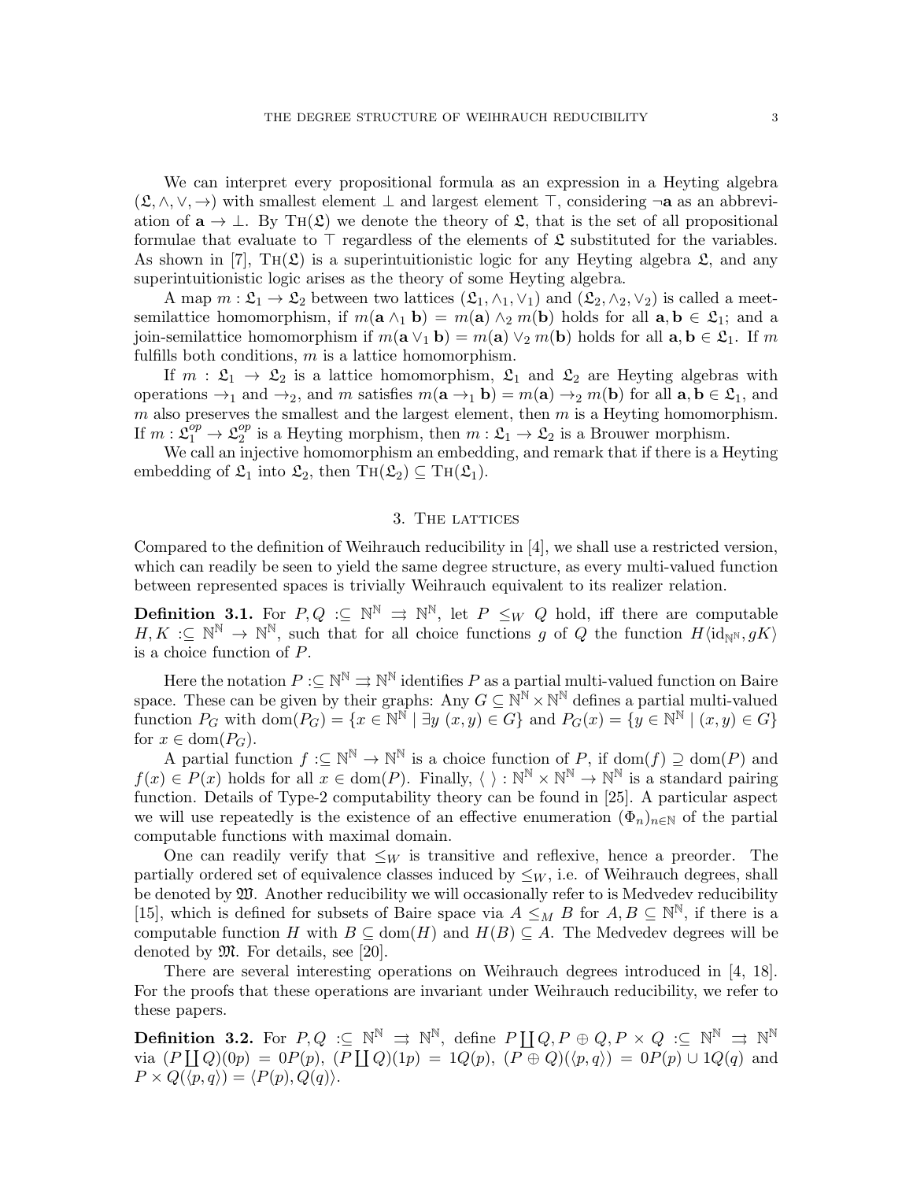We can interpret every propositional formula as an expression in a Heyting algebra $(\mathfrak{L}, \wedge, \vee, \rightarrow)$ with smallest element $\bot$ and largest element $\top$, considering $\neg \mathbf{a}$ as an abbreviation of $\mathbf{a} \rightarrow \bot$. By $\textsc{Th}(\mathfrak{L})$ we denote the theory of $\mathfrak{L}$, that is the set of all propositional formulae that evaluate to $\top$ regardless of the elements of $\mathfrak{L}$ substituted for the variables. As shown in [7], $\textsc{Th}(\mathfrak{L})$ is a superintuitionistic logic for any Heyting algebra $\mathfrak{L}$, and any superintuitionistic logic arises as the theory of some Heyting algebra.

A map $m : \mathfrak{L}_1 \rightarrow \mathfrak{L}_2$ between two lattices $(\mathfrak{L}_1, \wedge_1, \vee_1)$ and $(\mathfrak{L}_2, \wedge_2, \vee_2)$ is called a meet-semilattice homomorphism, if $m(\mathbf{a} \wedge_1 \mathbf{b}) = m(\mathbf{a}) \wedge_2 m(\mathbf{b})$ holds for all $\mathbf{a}, \mathbf{b} \in \mathfrak{L}_1$; and a join-semilattice homomorphism if $m(\mathbf{a} \vee_1 \mathbf{b}) = m(\mathbf{a}) \vee_2 m(\mathbf{b})$ holds for all $\mathbf{a}, \mathbf{b} \in \mathfrak{L}_1$. If $m$ fulfills both conditions, $m$ is a lattice homomorphism.

If $m : \mathfrak{L}_1 \rightarrow \mathfrak{L}_2$ is a lattice homomorphism, $\mathfrak{L}_1$ and $\mathfrak{L}_2$ are Heyting algebras with operations $\rightarrow_1$ and $\rightarrow_2$, and $m$ satisfies $m(\mathbf{a} \rightarrow_1 \mathbf{b}) = m(\mathbf{a}) \rightarrow_2 m(\mathbf{b})$ for all $\mathbf{a}, \mathbf{b} \in \mathfrak{L}_1$, and $m$ also preserves the smallest and the largest element, then $m$ is a Heyting homomorphism. If $m : \mathfrak{L}_1^{op} \rightarrow \mathfrak{L}_2^{op}$ is a Heyting morphism, then $m : \mathfrak{L}_1 \rightarrow \mathfrak{L}_2$ is a Brouwer morphism.

We call an injective homomorphism an embedding, and remark that if there is a Heyting embedding of $\mathfrak{L}_1$ into $\mathfrak{L}_2$, then $\textsc{Th}(\mathfrak{L}_2) \subseteq \textsc{Th}(\mathfrak{L}_1)$.

## 3. The lattices

Compared to the definition of Weihrauch reducibility in [4], we shall use a restricted version, which can readily be seen to yield the same degree structure, as every multi-valued function between represented spaces is trivially Weihrauch equivalent to its realizer relation.

**Definition 3.1.** For $P, Q :\subseteq \mathbb{N}^\mathbb{N} \rightrightarrows \mathbb{N}^\mathbb{N}$, let $P \leq_W Q$ hold, iff there are computable $H, K :\subseteq \mathbb{N}^\mathbb{N} \rightarrow \mathbb{N}^\mathbb{N}$, such that for all choice functions $g$ of $Q$ the function $H\langle \mathrm{id}_{\mathbb{N}^\mathbb{N}}, gK\rangle$ is a choice function of $P$.

Here the notation $P :\subseteq \mathbb{N}^\mathbb{N} \rightrightarrows \mathbb{N}^\mathbb{N}$ identifies $P$ as a partial multi-valued function on Baire space. These can be given by their graphs: Any $G \subseteq \mathbb{N}^\mathbb{N} \times \mathbb{N}^\mathbb{N}$ defines a partial multi-valued function $P_G$ with $\mathrm{dom}(P_G) = \{x \in \mathbb{N}^\mathbb{N} \mid \exists y \ (x, y) \in G\}$ and $P_G(x) = \{y \in \mathbb{N}^\mathbb{N} \mid (x, y) \in G\}$ for $x \in \mathrm{dom}(P_G)$.

A partial function $f :\subseteq \mathbb{N}^\mathbb{N} \rightarrow \mathbb{N}^\mathbb{N}$ is a choice function of $P$, if $\mathrm{dom}(f) \supseteq \mathrm{dom}(P)$ and $f(x) \in P(x)$ holds for all $x \in \mathrm{dom}(P)$. Finally, $\langle\ \rangle : \mathbb{N}^\mathbb{N} \times \mathbb{N}^\mathbb{N} \rightarrow \mathbb{N}^\mathbb{N}$ is a standard pairing function. Details of Type-2 computability theory can be found in [25]. A particular aspect we will use repeatedly is the existence of an effective enumeration $(\Phi_n)_{n \in \mathbb{N}}$ of the partial computable functions with maximal domain.

One can readily verify that $\leq_W$ is transitive and reflexive, hence a preorder. The partially ordered set of equivalence classes induced by $\leq_W$, i.e. of Weihrauch degrees, shall be denoted by $\mathfrak{W}$. Another reducibility we will occasionally refer to is Medvedev reducibility [15], which is defined for subsets of Baire space via $A \leq_M B$ for $A, B \subseteq \mathbb{N}^\mathbb{N}$, if there is a computable function $H$ with $B \subseteq \mathrm{dom}(H)$ and $H(B) \subseteq A$. The Medvedev degrees will be denoted by $\mathfrak{M}$. For details, see [20].

There are several interesting operations on Weihrauch degrees introduced in [4, 18]. For the proofs that these operations are invariant under Weihrauch reducibility, we refer to these papers.

**Definition 3.2.** For $P, Q :\subseteq \mathbb{N}^\mathbb{N} \rightrightarrows \mathbb{N}^\mathbb{N}$, define $P \coprod Q, P \oplus Q, P \times Q :\subseteq \mathbb{N}^\mathbb{N} \rightrightarrows \mathbb{N}^\mathbb{N}$ via $(P \coprod Q)(0p) = 0P(p)$, $(P \coprod Q)(1p) = 1Q(p)$, $(P \oplus Q)(\langle p, q\rangle) = 0P(p) \cup 1Q(q)$ and $P \times Q(\langle p, q\rangle) = \langle P(p), Q(q)\rangle$.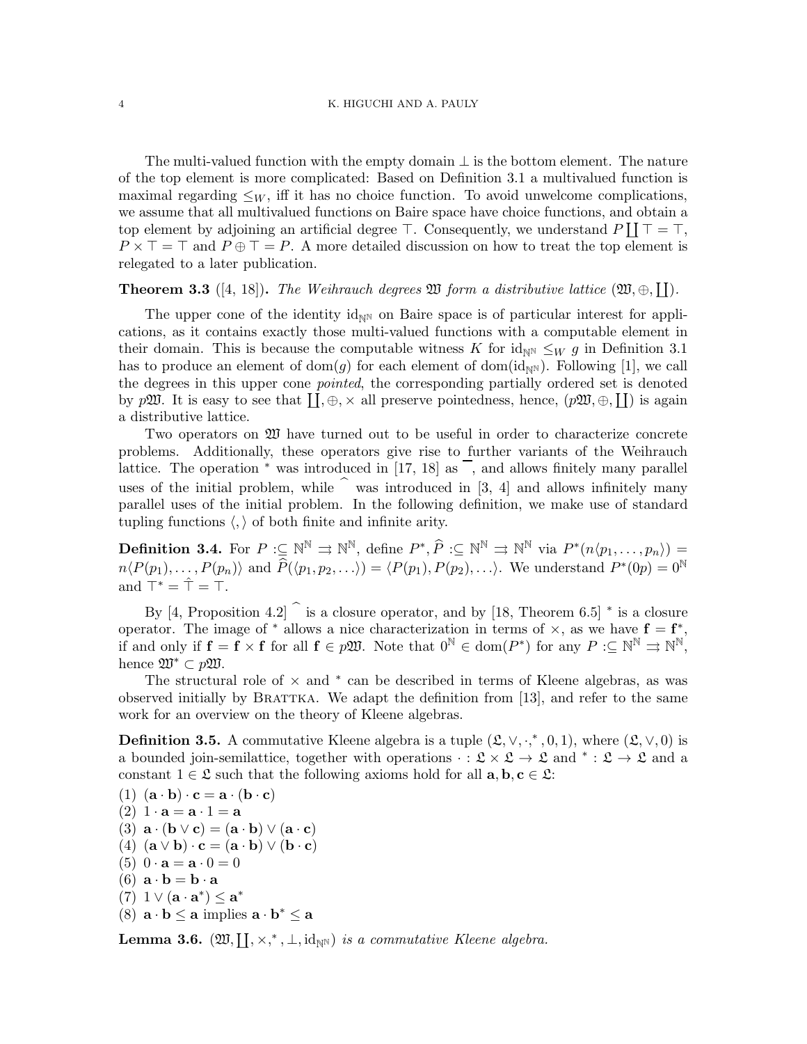The multi-valued function with the empty domain $\bot$ is the bottom element. The nature of the top element is more complicated: Based on Definition 3.1 a multivalued function is maximal regarding $\leq_W$, iff it has no choice function. To avoid unwelcome complications, we assume that all multivalued functions on Baire space have choice functions, and obtain a top element by adjoining an artificial degree $\top$. Consequently, we understand $P \coprod \top = \top$, $P \times \top = \top$ and $P \oplus \top = P$. A more detailed discussion on how to treat the top element is relegated to a later publication.

**Theorem 3.3** ([4, 18])**.** *The Weihrauch degrees $\mathfrak{W}$ form a distributive lattice $(\mathfrak{W}, \oplus, \coprod)$.*

The upper cone of the identity $\mathrm{id}_{\mathbb{N}^\mathbb{N}}$ on Baire space is of particular interest for applications, as it contains exactly those multi-valued functions with a computable element in their domain. This is because the computable witness $K$ for $\mathrm{id}_{\mathbb{N}^\mathbb{N}} \leq_W g$ in Definition 3.1 has to produce an element of $\mathrm{dom}(g)$ for each element of $\mathrm{dom}(\mathrm{id}_{\mathbb{N}^\mathbb{N}})$. Following [1], we call the degrees in this upper cone *pointed*, the corresponding partially ordered set is denoted by $p\mathfrak{W}$. It is easy to see that $\coprod, \oplus, \times$ all preserve pointedness, hence, $(p\mathfrak{W}, \oplus, \coprod)$ is again a distributive lattice.

Two operators on $\mathfrak{W}$ have turned out to be useful in order to characterize concrete problems. Additionally, these operators give rise to further variants of the Weihrauch lattice. The operation $^*$ was introduced in [17, 18] as $\overline{\phantom{x}}$, and allows finitely many parallel uses of the initial problem, while $\widehat{\phantom{x}}$ was introduced in [3, 4] and allows infinitely many parallel uses of the initial problem. In the following definition, we make use of standard tupling functions $\langle , \rangle$ of both finite and infinite arity.

**Definition 3.4.** For $P :\subseteq \mathbb{N}^\mathbb{N} \rightrightarrows \mathbb{N}^\mathbb{N}$, define $P^*, \widehat{P} :\subseteq \mathbb{N}^\mathbb{N} \rightrightarrows \mathbb{N}^\mathbb{N}$ via $P^*(n\langle p_1, \ldots, p_n\rangle) = n\langle P(p_1), \ldots, P(p_n)\rangle$ and $\widehat{P}(\langle p_1, p_2, \ldots\rangle) = \langle P(p_1), P(p_2), \ldots\rangle$. We understand $P^*(0p) = 0^\mathbb{N}$ and $\top^* = \hat{\top} = \top$.

By [4, Proposition 4.2] $\widehat{\phantom{x}}$ is a closure operator, and by [18, Theorem 6.5] $^*$ is a closure operator. The image of $^*$ allows a nice characterization in terms of $\times$, as we have $\mathbf{f} = \mathbf{f}^*$, if and only if $\mathbf{f} = \mathbf{f} \times \mathbf{f}$ for all $\mathbf{f} \in p\mathfrak{W}$. Note that $0^\mathbb{N} \in \mathrm{dom}(P^*)$ for any $P :\subseteq \mathbb{N}^\mathbb{N} \rightrightarrows \mathbb{N}^\mathbb{N}$, hence $\mathfrak{W}^* \subset p\mathfrak{W}$.

The structural role of $\times$ and $^*$ can be described in terms of Kleene algebras, as was observed initially by Brattka. We adapt the definition from [13], and refer to the same work for an overview on the theory of Kleene algebras.

**Definition 3.5.** A commutative Kleene algebra is a tuple $(\mathfrak{L}, \vee, \cdot, ^*, 0, 1)$, where $(\mathfrak{L}, \vee, 0)$ is a bounded join-semilattice, together with operations $\cdot : \mathfrak{L} \times \mathfrak{L} \to \mathfrak{L}$ and $^* : \mathfrak{L} \to \mathfrak{L}$ and a constant $1 \in \mathfrak{L}$ such that the following axioms hold for all $\mathbf{a}, \mathbf{b}, \mathbf{c} \in \mathfrak{L}$:

(1) $(\mathbf{a} \cdot \mathbf{b}) \cdot \mathbf{c} = \mathbf{a} \cdot (\mathbf{b} \cdot \mathbf{c})$
(2) $1 \cdot \mathbf{a} = \mathbf{a} \cdot 1 = \mathbf{a}$
(3) $\mathbf{a} \cdot (\mathbf{b} \vee \mathbf{c}) = (\mathbf{a} \cdot \mathbf{b}) \vee (\mathbf{a} \cdot \mathbf{c})$
(4) $(\mathbf{a} \vee \mathbf{b}) \cdot \mathbf{c} = (\mathbf{a} \cdot \mathbf{b}) \vee (\mathbf{b} \cdot \mathbf{c})$
(5) $0 \cdot \mathbf{a} = \mathbf{a} \cdot 0 = 0$
(6) $\mathbf{a} \cdot \mathbf{b} = \mathbf{b} \cdot \mathbf{a}$
(7) $1 \vee (\mathbf{a} \cdot \mathbf{a}^*) \leq \mathbf{a}^*$
(8) $\mathbf{a} \cdot \mathbf{b} \leq \mathbf{a}$ implies $\mathbf{a} \cdot \mathbf{b}^* \leq \mathbf{a}$

**Lemma 3.6.** *$(\mathfrak{W}, \coprod, \times, ^*, \bot, \mathrm{id}_{\mathbb{N}^\mathbb{N}})$ is a commutative Kleene algebra.*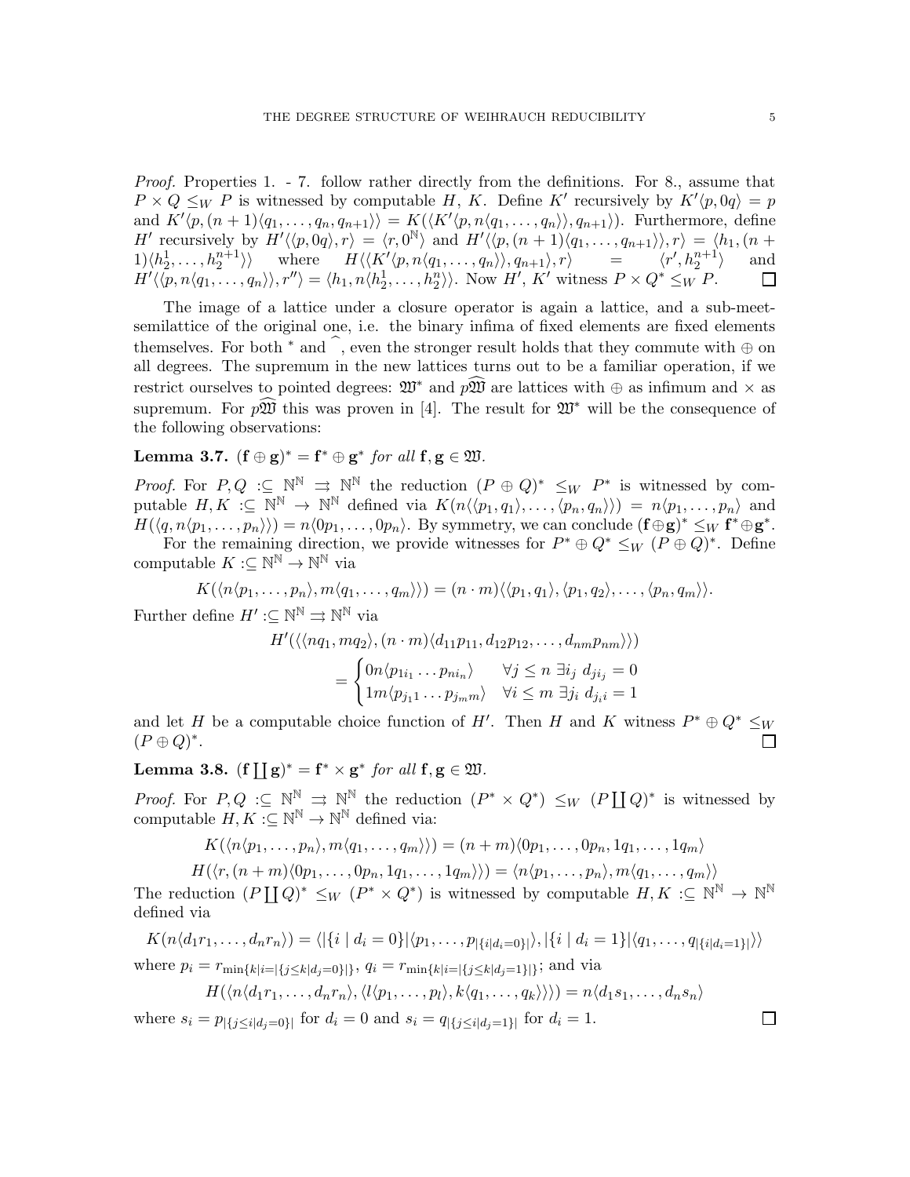*Proof.* Properties 1. - 7. follow rather directly from the definitions. For 8., assume that $P \times Q \leq_W P$ is witnessed by computable $H$, $K$. Define $K'$ recursively by $K'\langle p, 0q\rangle = p$ and $K'\langle p, (n+1)\langle q_1, \ldots, q_n, q_{n+1}\rangle\rangle = K(\langle K'\langle p, n\langle q_1, \ldots, q_n\rangle\rangle, q_{n+1}\rangle)$. Furthermore, define $H'$ recursively by $H'\langle\langle p, 0q\rangle, r\rangle = \langle r, 0^{\mathbb{N}}\rangle$ and $H'\langle\langle p, (n+1)\langle q_1, \ldots, q_{n+1}\rangle\rangle, r\rangle = \langle h_1, (n+1)\langle h_2^1, \ldots, h_2^{n+1}\rangle\rangle$ where $H\langle\langle K'\langle p, n\langle q_1, \ldots, q_n\rangle\rangle, q_{n+1}\rangle, r\rangle = \langle r', h_2^{n+1}\rangle$ and $H'\langle\langle p, n\langle q_1, \ldots, q_n\rangle\rangle, r''\rangle = \langle h_1, n\langle h_2^1, \ldots, h_2^n\rangle\rangle$. Now $H'$, $K'$ witness $P \times Q^* \leq_W P$. □

The image of a lattice under a closure operator is again a lattice, and a sub-meet-semilattice of the original one, i.e. the binary infima of fixed elements are fixed elements themselves. For both $^*$ and $\widehat{\ }$, even the stronger result holds that they commute with $\oplus$ on all degrees. The supremum in the new lattices turns out to be a familiar operation, if we restrict ourselves to pointed degrees: $\mathfrak{W}^*$ and $p\widehat{\mathfrak{W}}$ are lattices with $\oplus$ as infimum and $\times$ as supremum. For $p\widehat{\mathfrak{W}}$ this was proven in [4]. The result for $\mathfrak{W}^*$ will be the consequence of the following observations:

**Lemma 3.7.** $(\mathbf{f} \oplus \mathbf{g})^* = \mathbf{f}^* \oplus \mathbf{g}^*$ *for all* $\mathbf{f}, \mathbf{g} \in \mathfrak{W}$.

*Proof.* For $P, Q :\subseteq \mathbb{N}^{\mathbb{N}} \rightrightarrows \mathbb{N}^{\mathbb{N}}$ the reduction $(P \oplus Q)^* \leq_W P^*$ is witnessed by computable $H, K :\subseteq \mathbb{N}^{\mathbb{N}} \to \mathbb{N}^{\mathbb{N}}$ defined via $K(n\langle\langle p_1, q_1\rangle, \ldots, \langle p_n, q_n\rangle\rangle) = n\langle p_1, \ldots, p_n\rangle$ and $H(\langle q, n\langle p_1, \ldots, p_n\rangle\rangle) = n\langle 0p_1, \ldots, 0p_n\rangle$. By symmetry, we can conclude $(\mathbf{f}\oplus\mathbf{g})^* \leq_W \mathbf{f}^* \oplus \mathbf{g}^*$.

For the remaining direction, we provide witnesses for $P^* \oplus Q^* \leq_W (P \oplus Q)^*$. Define computable $K :\subseteq \mathbb{N}^{\mathbb{N}} \to \mathbb{N}^{\mathbb{N}}$ via

$$K(\langle n\langle p_1, \ldots, p_n\rangle, m\langle q_1, \ldots, q_m\rangle\rangle) = (n \cdot m)\langle\langle p_1, q_1\rangle, \langle p_1, q_2\rangle, \ldots, \langle p_n, q_m\rangle\rangle.$$

Further define $H' :\subseteq \mathbb{N}^{\mathbb{N}} \rightrightarrows \mathbb{N}^{\mathbb{N}}$ via

$$H'(\langle\langle nq_1, mq_2\rangle, (n \cdot m)\langle d_{11}p_{11}, d_{12}p_{12}, \ldots, d_{nm}p_{nm}\rangle\rangle)$$
$$= \begin{cases} 0n\langle p_{1i_1} \ldots p_{ni_n}\rangle & \forall j \leq n \; \exists i_j \; d_{ji_j} = 0 \\ 1m\langle p_{j_11} \ldots p_{j_mm}\rangle & \forall i \leq m \; \exists j_i \; d_{j_ii} = 1 \end{cases}$$

and let $H$ be a computable choice function of $H'$. Then $H$ and $K$ witness $P^* \oplus Q^* \leq_W (P \oplus Q)^*$. □

**Lemma 3.8.** $(\mathbf{f} \coprod \mathbf{g})^* = \mathbf{f}^* \times \mathbf{g}^*$ *for all* $\mathbf{f}, \mathbf{g} \in \mathfrak{W}$.

*Proof.* For $P, Q :\subseteq \mathbb{N}^{\mathbb{N}} \rightrightarrows \mathbb{N}^{\mathbb{N}}$ the reduction $(P^* \times Q^*) \leq_W (P \coprod Q)^*$ is witnessed by computable $H, K :\subseteq \mathbb{N}^{\mathbb{N}} \to \mathbb{N}^{\mathbb{N}}$ defined via:

$$K(\langle n\langle p_1, \ldots, p_n\rangle, m\langle q_1, \ldots, q_m\rangle\rangle) = (n+m)\langle 0p_1, \ldots, 0p_n, 1q_1, \ldots, 1q_m\rangle$$
$$H(\langle r, (n+m)\langle 0p_1, \ldots, 0p_n, 1q_1, \ldots, 1q_m\rangle\rangle) = \langle n\langle p_1, \ldots, p_n\rangle, m\langle q_1, \ldots, q_m\rangle\rangle$$

The reduction $(P \coprod Q)^* \leq_W (P^* \times Q^*)$ is witnessed by computable $H, K :\subseteq \mathbb{N}^{\mathbb{N}} \to \mathbb{N}^{\mathbb{N}}$ defined via

$$K(n\langle d_1r_1, \ldots, d_nr_n\rangle) = \langle |\{i \mid d_i = 0\}|\langle p_1, \ldots, p_{|\{i|d_i=0\}|}\rangle, |\{i \mid d_i = 1\}|\langle q_1, \ldots, q_{|\{i|d_i=1\}|}\rangle\rangle$$

where $p_i = r_{\min\{k|i=|\{j\leq k|d_j=0\}|\}}$, $q_i = r_{\min\{k|i=|\{j\leq k|d_j=1\}|\}}$; and via

$$H(\langle n\langle d_1r_1, \ldots, d_nr_n\rangle, \langle l\langle p_1, \ldots, p_l\rangle, k\langle q_1, \ldots, q_k\rangle\rangle\rangle) = n\langle d_1s_1, \ldots, d_ns_n\rangle$$

where $s_i = p_{|\{j\leq i|d_j=0\}|}$ for $d_i = 0$ and $s_i = q_{|\{j\leq i|d_j=1\}|}$ for $d_i = 1$. □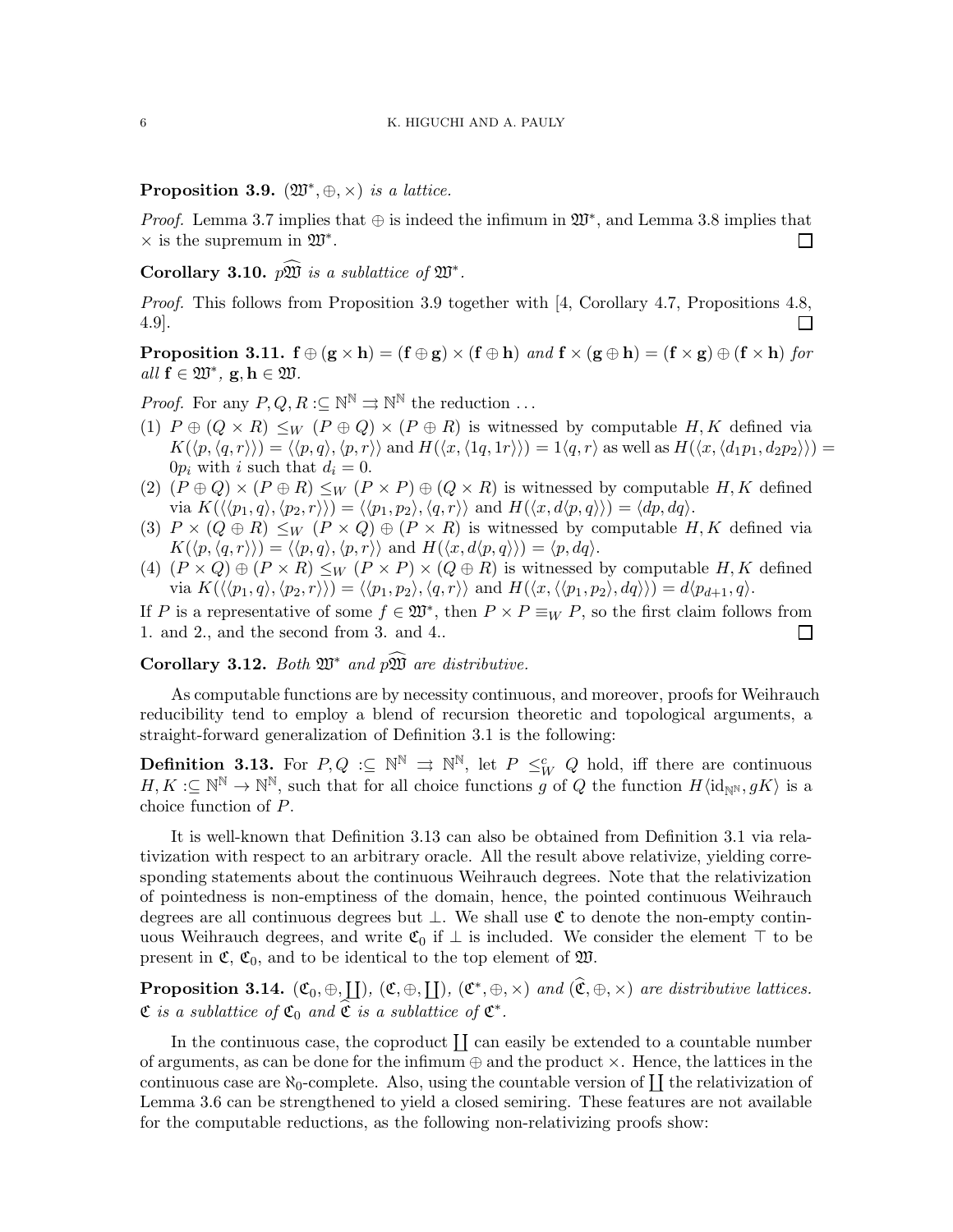**Proposition 3.9.** *$(\mathfrak{W}^*, \oplus, \times)$ is a lattice.*

*Proof.* Lemma 3.7 implies that $\oplus$ is indeed the infimum in $\mathfrak{W}^*$, and Lemma 3.8 implies that $\times$ is the supremum in $\mathfrak{W}^*$. $\square$

**Corollary 3.10.** *$p\widehat{\mathfrak{W}}$ is a sublattice of $\mathfrak{W}^*$.*

*Proof.* This follows from Proposition 3.9 together with [4, Corollary 4.7, Propositions 4.8, 4.9]. $\square$

**Proposition 3.11.** $\mathbf{f} \oplus (\mathbf{g} \times \mathbf{h}) = (\mathbf{f} \oplus \mathbf{g}) \times (\mathbf{f} \oplus \mathbf{h})$ *and* $\mathbf{f} \times (\mathbf{g} \oplus \mathbf{h}) = (\mathbf{f} \times \mathbf{g}) \oplus (\mathbf{f} \times \mathbf{h})$ *for all* $\mathbf{f} \in \mathfrak{W}^*$, $\mathbf{g}, \mathbf{h} \in \mathfrak{W}$.

*Proof.* For any $P, Q, R :\subseteq \mathbb{N}^\mathbb{N} \rightrightarrows \mathbb{N}^\mathbb{N}$ the reduction ...

1. $P \oplus (Q \times R) \leq_W (P \oplus Q) \times (P \oplus R)$ is witnessed by computable $H, K$ defined via $K(\langle p, \langle q, r\rangle\rangle) = \langle\langle p, q\rangle, \langle p, r\rangle\rangle$ and $H(\langle x, \langle 1q, 1r\rangle\rangle) = 1\langle q, r\rangle$ as well as $H(\langle x, \langle d_1p_1, d_2p_2\rangle\rangle) = 0p_i$ with $i$ such that $d_i = 0$.
2. $(P \oplus Q) \times (P \oplus R) \leq_W (P \times P) \oplus (Q \times R)$ is witnessed by computable $H, K$ defined via $K(\langle\langle p_1, q\rangle, \langle p_2, r\rangle\rangle) = \langle\langle p_1, p_2\rangle, \langle q, r\rangle\rangle$ and $H(\langle x, d\langle p, q\rangle\rangle) = \langle dp, dq\rangle$.
3. $P \times (Q \oplus R) \leq_W (P \times Q) \oplus (P \times R)$ is witnessed by computable $H, K$ defined via $K(\langle p, \langle q, r\rangle\rangle) = \langle\langle p, q\rangle, \langle p, r\rangle\rangle$ and $H(\langle x, d\langle p, q\rangle\rangle) = \langle p, dq\rangle$.
4. $(P \times Q) \oplus (P \times R) \leq_W (P \times P) \times (Q \oplus R)$ is witnessed by computable $H, K$ defined via $K(\langle\langle p_1, q\rangle, \langle p_2, r\rangle\rangle) = \langle\langle p_1, p_2\rangle, \langle q, r\rangle\rangle$ and $H(\langle x, \langle\langle p_1, p_2\rangle, dq\rangle\rangle) = d\langle p_{d+1}, q\rangle$.

If $P$ is a representative of some $f \in \mathfrak{W}^*$, then $P \times P \equiv_W P$, so the first claim follows from 1. and 2., and the second from 3. and 4.. $\square$

**Corollary 3.12.** *Both $\mathfrak{W}^*$ and $p\widehat{\mathfrak{W}}$ are distributive.*

As computable functions are by necessity continuous, and moreover, proofs for Weihrauch reducibility tend to employ a blend of recursion theoretic and topological arguments, a straight-forward generalization of Definition 3.1 is the following:

**Definition 3.13.** For $P, Q :\subseteq \mathbb{N}^\mathbb{N} \rightrightarrows \mathbb{N}^\mathbb{N}$, let $P \leq_W^c Q$ hold, iff there are continuous $H, K :\subseteq \mathbb{N}^\mathbb{N} \to \mathbb{N}^\mathbb{N}$, such that for all choice functions $g$ of $Q$ the function $H\langle \mathrm{id}_{\mathbb{N}^\mathbb{N}}, gK\rangle$ is a choice function of $P$.

It is well-known that Definition 3.13 can also be obtained from Definition 3.1 via relativization with respect to an arbitrary oracle. All the result above relativize, yielding corresponding statements about the continuous Weihrauch degrees. Note that the relativization of pointedness is non-emptiness of the domain, hence, the pointed continuous Weihrauch degrees are all continuous degrees but $\bot$. We shall use $\mathfrak{C}$ to denote the non-empty continuous Weihrauch degrees, and write $\mathfrak{C}_0$ if $\bot$ is included. We consider the element $\top$ to be present in $\mathfrak{C}$, $\mathfrak{C}_0$, and to be identical to the top element of $\mathfrak{W}$.

**Proposition 3.14.** *$(\mathfrak{C}_0, \oplus, \coprod)$, $(\mathfrak{C}, \oplus, \coprod)$, $(\mathfrak{C}^*, \oplus, \times)$ and $(\widehat{\mathfrak{C}}, \oplus, \times)$ are distributive lattices. $\mathfrak{C}$ is a sublattice of $\mathfrak{C}_0$ and $\widehat{\mathfrak{C}}$ is a sublattice of $\mathfrak{C}^*$.*

In the continuous case, the coproduct $\coprod$ can easily be extended to a countable number of arguments, as can be done for the infimum $\oplus$ and the product $\times$. Hence, the lattices in the continuous case are $\aleph_0$-complete. Also, using the countable version of $\coprod$ the relativization of Lemma 3.6 can be strengthened to yield a closed semiring. These features are not available for the computable reductions, as the following non-relativizing proofs show: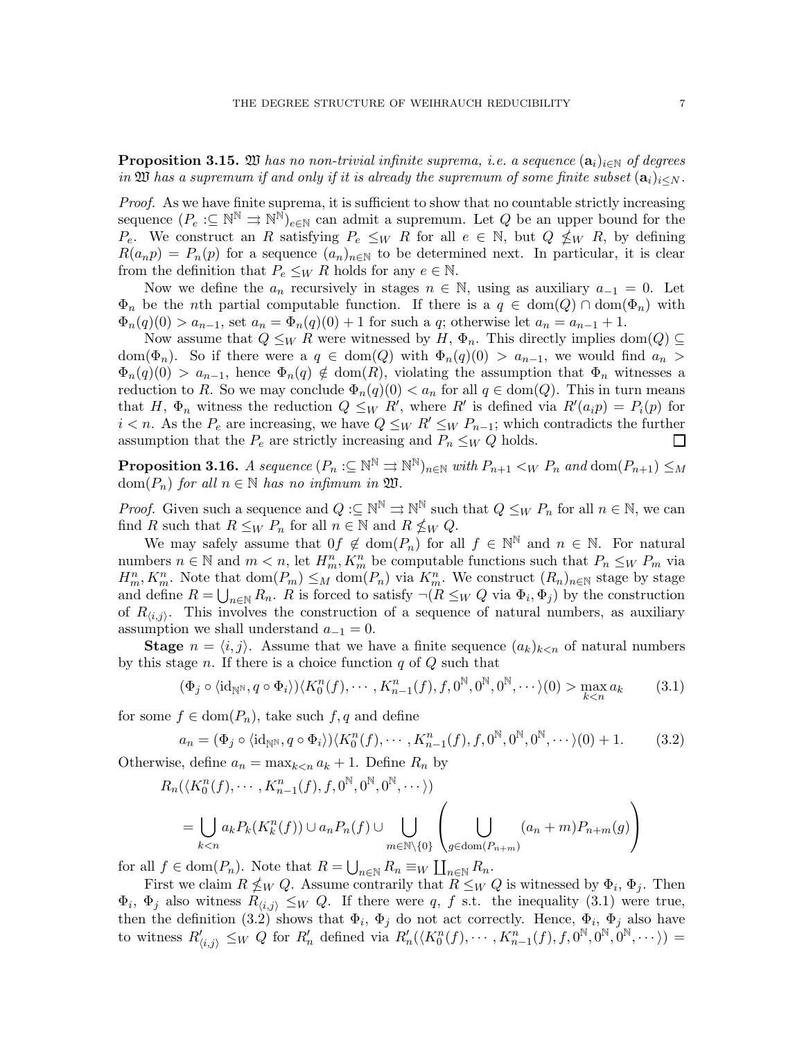**Proposition 3.15.** $\mathfrak{W}$ *has no non-trivial infinite suprema, i.e. a sequence* $(\mathbf{a}_i)_{i\in\mathbb{N}}$ *of degrees in* $\mathfrak{W}$ *has a supremum if and only if it is already the supremum of some finite subset* $(\mathbf{a}_i)_{i\leq N}$.

*Proof.* As we have finite suprema, it is sufficient to show that no countable strictly increasing sequence $(P_e :\subseteq \mathbb{N}^\mathbb{N} \rightrightarrows \mathbb{N}^\mathbb{N})_{e\in\mathbb{N}}$ can admit a supremum. Let $Q$ be an upper bound for the $P_e$. We construct an $R$ satisfying $P_e \leq_W R$ for all $e \in \mathbb{N}$, but $Q \nleq_W R$, by defining $R(a_n p) = P_n(p)$ for a sequence $(a_n)_{n\in\mathbb{N}}$ to be determined next. In particular, it is clear from the definition that $P_e \leq_W R$ holds for any $e \in \mathbb{N}$.

Now we define the $a_n$ recursively in stages $n \in \mathbb{N}$, using as auxiliary $a_{-1} = 0$. Let $\Phi_n$ be the $n$th partial computable function. If there is a $q \in \operatorname{dom}(Q) \cap \operatorname{dom}(\Phi_n)$ with $\Phi_n(q)(0) > a_{n-1}$, set $a_n = \Phi_n(q)(0) + 1$ for such a $q$; otherwise let $a_n = a_{n-1} + 1$.

Now assume that $Q \leq_W R$ were witnessed by $H$, $\Phi_n$. This directly implies $\operatorname{dom}(Q) \subseteq \operatorname{dom}(\Phi_n)$. So if there were a $q \in \operatorname{dom}(Q)$ with $\Phi_n(q)(0) > a_{n-1}$, we would find $a_n > \Phi_n(q)(0) > a_{n-1}$, hence $\Phi_n(q) \notin \operatorname{dom}(R)$, violating the assumption that $\Phi_n$ witnesses a reduction to $R$. So we may conclude $\Phi_n(q)(0) < a_n$ for all $q \in \operatorname{dom}(Q)$. This in turn means that $H$, $\Phi_n$ witness the reduction $Q \leq_W R'$, where $R'$ is defined via $R'(a_i p) = P_i(p)$ for $i < n$. As the $P_e$ are increasing, we have $Q \leq_W R' \leq_W P_{n-1}$; which contradicts the further assumption that the $P_e$ are strictly increasing and $P_n \leq_W Q$ holds. $\square$

**Proposition 3.16.** *A sequence* $(P_n :\subseteq \mathbb{N}^\mathbb{N} \rightrightarrows \mathbb{N}^\mathbb{N})_{n\in\mathbb{N}}$ *with* $P_{n+1} <_W P_n$ *and* $\operatorname{dom}(P_{n+1}) \leq_M \operatorname{dom}(P_n)$ *for all* $n \in \mathbb{N}$ *has no infimum in* $\mathfrak{W}$.

*Proof.* Given such a sequence and $Q :\subseteq \mathbb{N}^\mathbb{N} \rightrightarrows \mathbb{N}^\mathbb{N}$ such that $Q \leq_W P_n$ for all $n \in \mathbb{N}$, we can find $R$ such that $R \leq_W P_n$ for all $n \in \mathbb{N}$ and $R \nleq_W Q$.

We may safely assume that $0f \notin \operatorname{dom}(P_n)$ for all $f \in \mathbb{N}^\mathbb{N}$ and $n \in \mathbb{N}$. For natural numbers $n \in \mathbb{N}$ and $m < n$, let $H^n_m, K^n_m$ be computable functions such that $P_n \leq_W P_m$ via $H^n_m, K^n_m$. Note that $\operatorname{dom}(P_m) \leq_M \operatorname{dom}(P_n)$ via $K^n_m$. We construct $(R_n)_{n\in\mathbb{N}}$ stage by stage and define $R = \bigcup_{n\in\mathbb{N}} R_n$. $R$ is forced to satisfy $\neg(R \leq_W Q$ via $\Phi_i, \Phi_j)$ by the construction of $R_{\langle i,j\rangle}$. This involves the construction of a sequence of natural numbers, as auxiliary assumption we shall understand $a_{-1} = 0$.

**Stage** $n = \langle i, j\rangle$. Assume that we have a finite sequence $(a_k)_{k<n}$ of natural numbers by this stage $n$. If there is a choice function $q$ of $Q$ such that

$$(\Phi_j \circ \langle \mathrm{id}_{\mathbb{N}^\mathbb{N}}, q \circ \Phi_i\rangle)\langle K^n_0(f), \cdots, K^n_{n-1}(f), f, 0^\mathbb{N}, 0^\mathbb{N}, 0^\mathbb{N}, \cdots\rangle(0) > \max_{k<n} a_k \tag{3.1}$$

for some $f \in \operatorname{dom}(P_n)$, take such $f, q$ and define

$$a_n = (\Phi_j \circ \langle \mathrm{id}_{\mathbb{N}^\mathbb{N}}, q \circ \Phi_i\rangle)\langle K^n_0(f), \cdots, K^n_{n-1}(f), f, 0^\mathbb{N}, 0^\mathbb{N}, 0^\mathbb{N}, \cdots\rangle(0) + 1. \tag{3.2}$$

Otherwise, define $a_n = \max_{k<n} a_k + 1$. Define $R_n$ by

$$R_n(\langle K^n_0(f), \cdots, K^n_{n-1}(f), f, 0^\mathbb{N}, 0^\mathbb{N}, 0^\mathbb{N}, \cdots\rangle)$$
$$= \bigcup_{k<n} a_k P_k(K^n_k(f)) \cup a_n P_n(f) \cup \bigcup_{m\in\mathbb{N}\setminus\{0\}} \left( \bigcup_{g\in\operatorname{dom}(P_{n+m})} (a_n + m) P_{n+m}(g) \right)$$

for all $f \in \operatorname{dom}(P_n)$. Note that $R = \bigcup_{n\in\mathbb{N}} R_n \equiv_W \coprod_{n\in\mathbb{N}} R_n$.

First we claim $R \nleq_W Q$. Assume contrarily that $R \leq_W Q$ is witnessed by $\Phi_i$, $\Phi_j$. Then $\Phi_i$, $\Phi_j$ also witness $R_{\langle i,j\rangle} \leq_W Q$. If there were $q$, $f$ s.t. the inequality (3.1) were true, then the definition (3.2) shows that $\Phi_i$, $\Phi_j$ do not act correctly. Hence, $\Phi_i$, $\Phi_j$ also have to witness $R'_{\langle i,j\rangle} \leq_W Q$ for $R'_n$ defined via $R'_n(\langle K^n_0(f), \cdots, K^n_{n-1}(f), f, 0^\mathbb{N}, 0^\mathbb{N}, 0^\mathbb{N}, \cdots\rangle) =$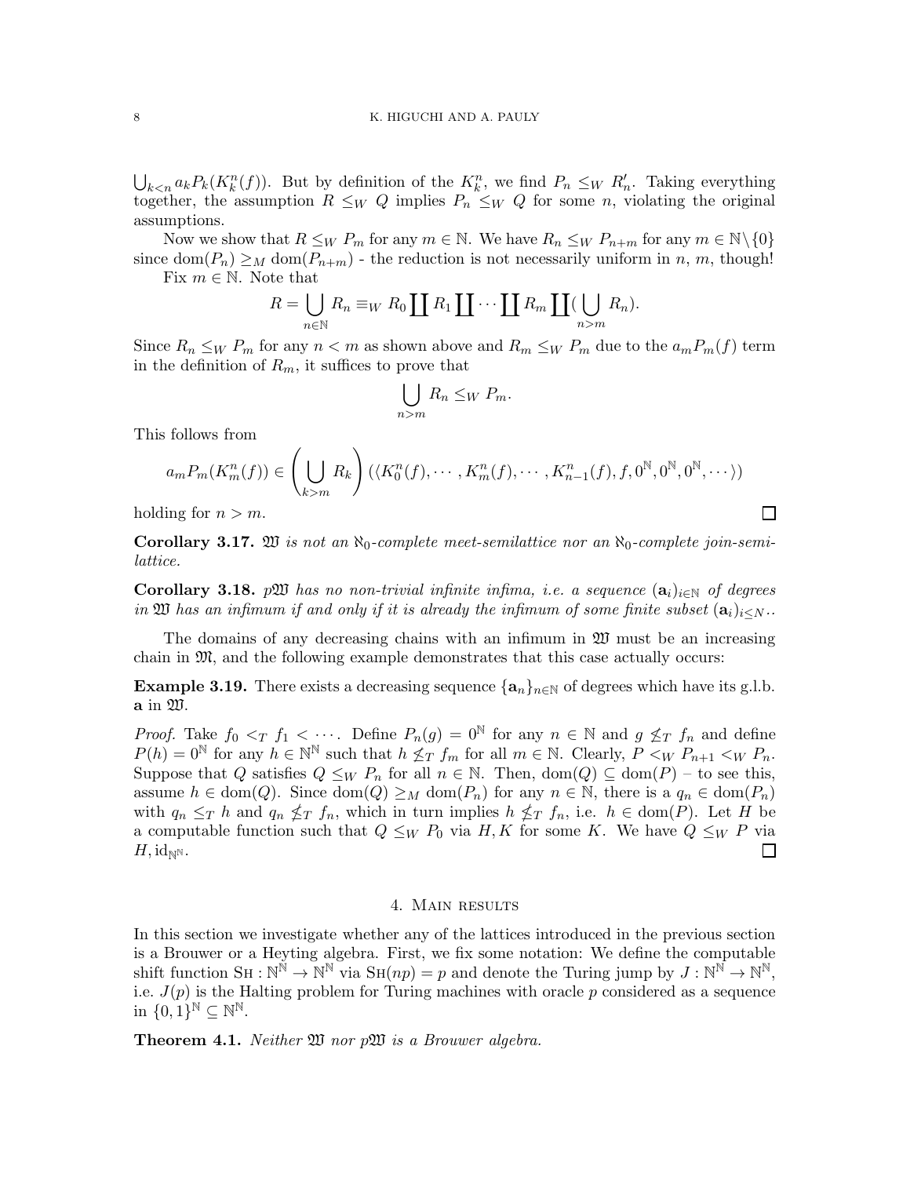$\bigcup_{k<n} a_k P_k(K^n_k(f))$. But by definition of the $K^n_k$, we find $P_n \leq_W R'_n$. Taking everything together, the assumption $R \leq_W Q$ implies $P_n \leq_W Q$ for some $n$, violating the original assumptions.

Now we show that $R \leq_W P_m$ for any $m \in \mathbb{N}$. We have $R_n \leq_W P_{n+m}$ for any $m \in \mathbb{N} \setminus \{0\}$ since $\mathrm{dom}(P_n) \geq_M \mathrm{dom}(P_{n+m})$ - the reduction is not necessarily uniform in $n$, $m$, though!

Fix $m \in \mathbb{N}$. Note that

$$R = \bigcup_{n\in\mathbb{N}} R_n \equiv_W R_0 \coprod R_1 \coprod \cdots \coprod R_m \coprod (\bigcup_{n>m} R_n).$$

Since $R_n \leq_W P_m$ for any $n < m$ as shown above and $R_m \leq_W P_m$ due to the $a_m P_m(f)$ term in the definition of $R_m$, it suffices to prove that

$$\bigcup_{n>m} R_n \leq_W P_m.$$

This follows from

$$a_m P_m(K^n_m(f)) \in \left(\bigcup_{k>m} R_k\right)(\langle K^n_0(f), \cdots, K^n_m(f), \cdots, K^n_{n-1}(f), f, 0^{\mathbb{N}}, 0^{\mathbb{N}}, 0^{\mathbb{N}}, \cdots\rangle)$$

holding for $n > m$. □

**Corollary 3.17.** *$\mathfrak{W}$ is not an $\aleph_0$-complete meet-semilattice nor an $\aleph_0$-complete join-semilattice.*

**Corollary 3.18.** *$p\mathfrak{W}$ has no non-trivial infinite infima, i.e. a sequence $(\mathbf{a}_i)_{i\in\mathbb{N}}$ of degrees in $\mathfrak{W}$ has an infimum if and only if it is already the infimum of some finite subset $(\mathbf{a}_i)_{i\leq N}$.*

The domains of any decreasing chains with an infimum in $\mathfrak{W}$ must be an increasing chain in $\mathfrak{M}$, and the following example demonstrates that this case actually occurs:

**Example 3.19.** There exists a decreasing sequence $\{\mathbf{a}_n\}_{n\in\mathbb{N}}$ of degrees which have its g.l.b. $\mathbf{a}$ in $\mathfrak{W}$.

*Proof.* Take $f_0 <_T f_1 < \cdots$. Define $P_n(g) = 0^{\mathbb{N}}$ for any $n \in \mathbb{N}$ and $g \not\leq_T f_n$ and define $P(h) = 0^{\mathbb{N}}$ for any $h \in \mathbb{N}^{\mathbb{N}}$ such that $h \not\leq_T f_m$ for all $m \in \mathbb{N}$. Clearly, $P <_W P_{n+1} <_W P_n$. Suppose that $Q$ satisfies $Q \leq_W P_n$ for all $n \in \mathbb{N}$. Then, $\mathrm{dom}(Q) \subseteq \mathrm{dom}(P)$ – to see this, assume $h \in \mathrm{dom}(Q)$. Since $\mathrm{dom}(Q) \geq_M \mathrm{dom}(P_n)$ for any $n \in \mathbb{N}$, there is a $q_n \in \mathrm{dom}(P_n)$ with $q_n \leq_T h$ and $q_n \not\leq_T f_n$, which in turn implies $h \not\leq_T f_n$, i.e. $h \in \mathrm{dom}(P)$. Let $H$ be a computable function such that $Q \leq_W P_0$ via $H, K$ for some $K$. We have $Q \leq_W P$ via $H, \mathrm{id}_{\mathbb{N}^{\mathbb{N}}}$. □

## 4. Main results

In this section we investigate whether any of the lattices introduced in the previous section is a Brouwer or a Heyting algebra. First, we fix some notation: We define the computable shift function $\mathrm{SH} : \mathbb{N}^{\mathbb{N}} \to \mathbb{N}^{\mathbb{N}}$ via $\mathrm{SH}(np) = p$ and denote the Turing jump by $J : \mathbb{N}^{\mathbb{N}} \to \mathbb{N}^{\mathbb{N}}$, i.e. $J(p)$ is the Halting problem for Turing machines with oracle $p$ considered as a sequence in $\{0,1\}^{\mathbb{N}} \subseteq \mathbb{N}^{\mathbb{N}}$.

**Theorem 4.1.** *Neither $\mathfrak{W}$ nor $p\mathfrak{W}$ is a Brouwer algebra.*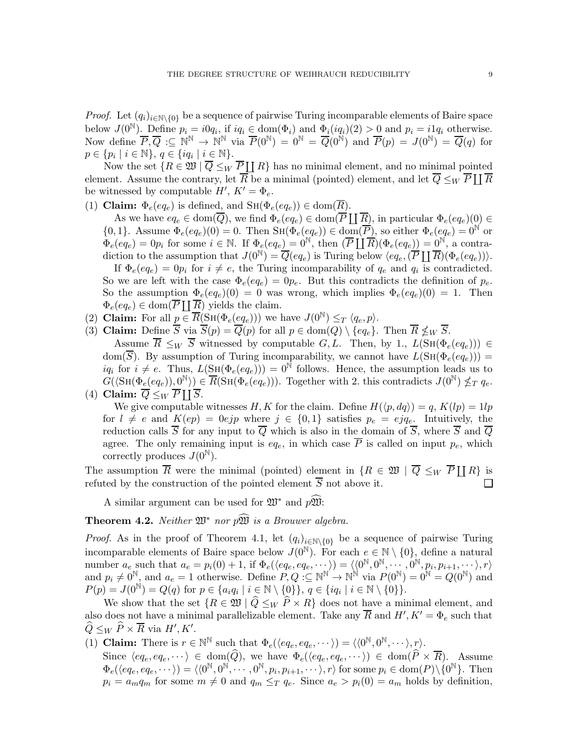*Proof.* Let $(q_i)_{i\in\mathbb{N}\setminus\{0\}}$ be a sequence of pairwise Turing incomparable elements of Baire space below $J(0^{\mathbb{N}})$. Define $p_i = i0q_i$, if $iq_i \in \mathrm{dom}(\Phi_i)$ and $\Phi_i(iq_i)(2) > 0$ and $p_i = i1q_i$ otherwise. Now define $\overline{P}, \overline{Q} :\subseteq \mathbb{N}^{\mathbb{N}} \to \mathbb{N}^{\mathbb{N}}$ via $\overline{P}(0^{\mathbb{N}}) = 0^{\mathbb{N}} = \overline{Q}(0^{\mathbb{N}})$ and $\overline{P}(p) = J(0^{\mathbb{N}}) = \overline{Q}(q)$ for $p \in \{p_i \mid i \in \mathbb{N}\}$, $q \in \{iq_i \mid i \in \mathbb{N}\}$.

Now the set $\{R \in \mathfrak{W} \mid \overline{Q} \leq_W \overline{P} \coprod R\}$ has no minimal element, and no minimal pointed element. Assume the contrary, let $\overline{R}$ be a minimal (pointed) element, and let $\overline{Q} \leq_W \overline{P} \coprod \overline{R}$ be witnessed by computable $H'$, $K' = \Phi_e$.

(1) **Claim:** $\Phi_e(eq_e)$ is defined, and $\textsc{Sh}(\Phi_e(eq_e)) \in \mathrm{dom}(\overline{R})$.

As we have $eq_e \in \mathrm{dom}(\overline{Q})$, we find $\Phi_e(eq_e) \in \mathrm{dom}(\overline{P} \coprod \overline{R})$, in particular $\Phi_e(eq_e)(0) \in \{0, 1\}$. Assume $\Phi_e(eq_e)(0) = 0$. Then $\textsc{Sh}(\Phi_e(eq_e)) \in \mathrm{dom}(\overline{P})$, so either $\Phi_e(eq_e) = 0^{\mathbb{N}}$ or $\Phi_e(eq_e) = 0p_i$ for some $i \in \mathbb{N}$. If $\Phi_e(eq_e) = 0^{\mathbb{N}}$, then $(\overline{P} \coprod \overline{R})(\Phi_e(eq_e)) = 0^{\mathbb{N}}$, a contradiction to the assumption that $J(0^{\mathbb{N}}) = \overline{Q}(eq_e)$ is Turing below $\langle eq_e, (\overline{P} \coprod \overline{R})(\Phi_e(eq_e))\rangle$.

If $\Phi_e(eq_e) = 0p_i$ for $i \neq e$, the Turing incomparability of $q_e$ and $q_i$ is contradicted. So we are left with the case $\Phi_e(eq_e) = 0p_e$. But this contradicts the definition of $p_e$. So the assumption $\Phi_e(eq_e)(0) = 0$ was wrong, which implies $\Phi_e(eq_e)(0) = 1$. Then $\Phi_e(eq_e) \in \mathrm{dom}(\overline{P} \coprod \overline{R})$ yields the claim.

(2) **Claim:** For all $p \in \overline{R}(\textsc{Sh}(\Phi_e(eq_e)))$ we have $J(0^{\mathbb{N}}) \leq_T \langle q_e, p\rangle$.

(3) **Claim:** Define $\overline{S}$ via $\overline{S}(p) = \overline{Q}(p)$ for all $p \in \mathrm{dom}(Q) \setminus \{eq_e\}$. Then $\overline{R} \nleq_W \overline{S}$.

Assume $\overline{R} \leq_W \overline{S}$ witnessed by computable $G, L$. Then, by 1., $L(\textsc{Sh}(\Phi_e(eq_e))) \in \mathrm{dom}(\overline{S})$. By assumption of Turing incomparability, we cannot have $L(\textsc{Sh}(\Phi_e(eq_e))) = iq_i$ for $i \neq e$. Thus, $L(\textsc{Sh}(\Phi_e(eq_e))) = 0^{\mathbb{N}}$ follows. Hence, the assumption leads us to $G(\langle \textsc{Sh}(\Phi_e(eq_e)), 0^{\mathbb{N}}\rangle) \in \overline{R}(\textsc{Sh}(\Phi_e(eq_e)))$. Together with 2. this contradicts $J(0^{\mathbb{N}}) \nleq_T q_e$.

(4) **Claim:** $\overline{Q} \leq_W \overline{P} \coprod \overline{S}$.

We give computable witnesses $H, K$ for the claim. Define $H(\langle p, dq\rangle) = q$, $K(lp) = 1lp$ for $l \neq e$ and $K(ep) = 0ejp$ where $j \in \{0, 1\}$ satisfies $p_e = ejq_e$. Intuitively, the reduction calls $\overline{S}$ for any input to $\overline{Q}$ which is also in the domain of $\overline{S}$, where $\overline{S}$ and $\overline{Q}$ agree. The only remaining input is $eq_e$, in which case $\overline{P}$ is called on input $p_e$, which correctly produces $J(0^{\mathbb{N}})$.

The assumption $\overline{R}$ were the minimal (pointed) element in $\{R \in \mathfrak{W} \mid \overline{Q} \leq_W \overline{P} \coprod R\}$ is refuted by the construction of the pointed element $\overline{S}$ not above it. $\square$

A similar argument can be used for $\mathfrak{W}^*$ and $p\widehat{\mathfrak{W}}$:

**Theorem 4.2.** *Neither $\mathfrak{W}^*$ nor $p\widehat{\mathfrak{W}}$ is a Brouwer algebra.*

*Proof.* As in the proof of Theorem 4.1, let $(q_i)_{i\in\mathbb{N}\setminus\{0\}}$ be a sequence of pairwise Turing incomparable elements of Baire space below $J(0^{\mathbb{N}})$. For each $e \in \mathbb{N} \setminus \{0\}$, define a natural number $a_e$ such that $a_e = p_i(0) + 1$, if $\Phi_e(\langle eq_e, eq_e, \cdots\rangle) = \langle\langle 0^{\mathbb{N}}, 0^{\mathbb{N}}, \cdots, 0^{\mathbb{N}}, p_i, p_{i+1}, \cdots\rangle, r\rangle$ and $p_i \neq 0^{\mathbb{N}}$, and $a_e = 1$ otherwise. Define $P, Q :\subseteq \mathbb{N}^{\mathbb{N}} \to \mathbb{N}^{\mathbb{N}}$ via $P(0^{\mathbb{N}}) = 0^{\mathbb{N}} = Q(0^{\mathbb{N}})$ and $P(p) = J(0^{\mathbb{N}}) = Q(q)$ for $p \in \{a_iq_i \mid i \in \mathbb{N} \setminus \{0\}\}$, $q \in \{iq_i \mid i \in \mathbb{N} \setminus \{0\}\}$.

We show that the set $\{R \in \mathfrak{W} \mid \widehat{Q} \leq_W \widehat{P} \times R\}$ does not have a minimal element, and also does not have a minimal parallelizable element. Take any $\overline{R}$ and $H', K' = \Phi_e$ such that $\widehat{Q} \leq_W \widehat{P} \times \overline{R}$ via $H', K'$.

(1) **Claim:** There is $r \in \mathbb{N}^{\mathbb{N}}$ such that $\Phi_e(\langle eq_e, eq_e, \cdots\rangle) = \langle\langle 0^{\mathbb{N}}, 0^{\mathbb{N}}, \cdots\rangle, r\rangle$.

Since $\langle eq_e, eq_e, \cdots\rangle \in \mathrm{dom}(\widehat{Q})$, we have $\Phi_e(\langle eq_e, eq_e, \cdots\rangle) \in \mathrm{dom}(\widehat{P} \times \overline{R})$. Assume $\Phi_e(\langle eq_e, eq_e, \cdots\rangle) = \langle\langle 0^{\mathbb{N}}, 0^{\mathbb{N}}, \cdots, 0^{\mathbb{N}}, p_i, p_{i+1}, \cdots\rangle, r\rangle$ for some $p_i \in \mathrm{dom}(P)\setminus\{0^{\mathbb{N}}\}$. Then $p_i = a_mq_m$ for some $m \neq 0$ and $q_m \leq_T q_e$. Since $a_e > p_i(0) = a_m$ holds by definition,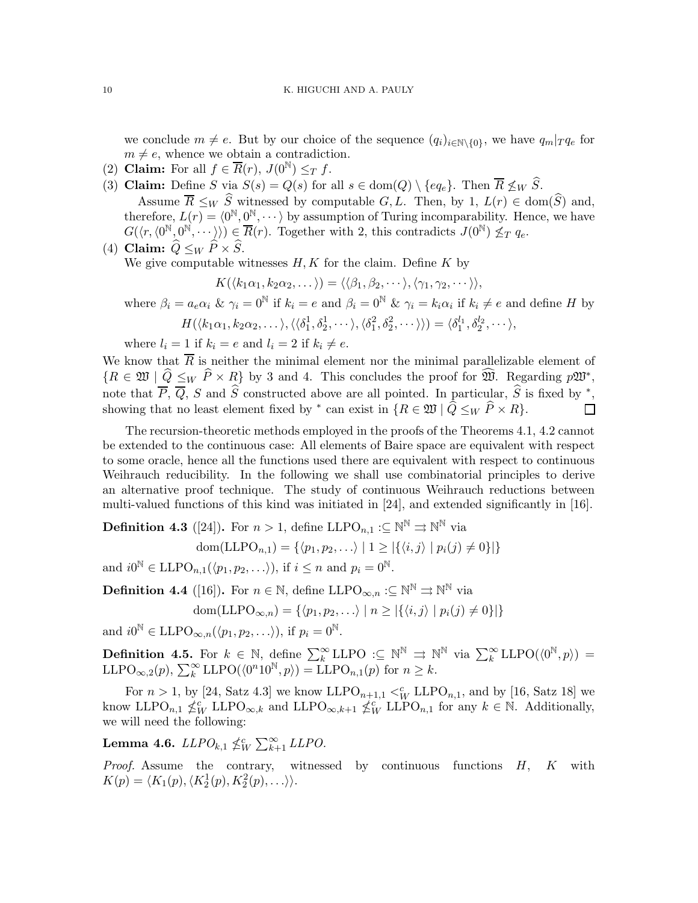we conclude $m \neq e$. But by our choice of the sequence $(q_i)_{i\in\mathbb{N}\setminus\{0\}}$, we have $q_m|_T q_e$ for $m \neq e$, whence we obtain a contradiction.

(2) **Claim:** For all $f \in \overline{R}(r)$, $J(0^{\mathbb{N}}) \leq_T f$.

(3) **Claim:** Define $S$ via $S(s) = Q(s)$ for all $s \in \mathrm{dom}(Q) \setminus \{eq_e\}$. Then $\overline{R} \not\leq_W \widehat{S}$.

Assume $\overline{R} \leq_W \widehat{S}$ witnessed by computable $G, L$. Then, by 1, $L(r) \in \mathrm{dom}(\widehat{S})$ and, therefore, $L(r) = \langle 0^{\mathbb{N}}, 0^{\mathbb{N}}, \cdots \rangle$ by assumption of Turing incomparability. Hence, we have $G(\langle r, \langle 0^{\mathbb{N}}, 0^{\mathbb{N}}, \cdots \rangle\rangle) \in \overline{R}(r)$. Together with 2, this contradicts $J(0^{\mathbb{N}}) \not\leq_T q_e$.

(4) **Claim:** $\widehat{Q} \leq_W \widehat{P} \times \widehat{S}$.

We give computable witnesses $H, K$ for the claim. Define $K$ by

$$K(\langle k_1\alpha_1, k_2\alpha_2, \ldots \rangle) = \langle \langle \beta_1, \beta_2, \cdots \rangle, \langle \gamma_1, \gamma_2, \cdots \rangle\rangle,$$

where $\beta_i = a_e\alpha_i$ & $\gamma_i = 0^{\mathbb{N}}$ if $k_i = e$ and $\beta_i = 0^{\mathbb{N}}$ & $\gamma_i = k_i\alpha_i$ if $k_i \neq e$ and define $H$ by

$$H(\langle k_1\alpha_1, k_2\alpha_2, \ldots \rangle, \langle \langle \delta_1^1, \delta_2^1, \cdots \rangle, \langle \delta_1^2, \delta_2^2, \cdots \rangle\rangle) = \langle \delta_1^{l_1}, \delta_2^{l_2}, \cdots \rangle,$$

where $l_i = 1$ if $k_i = e$ and $l_i = 2$ if $k_i \neq e$.

We know that $\overline{R}$ is neither the minimal element nor the minimal parallelizable element of $\{R \in \mathfrak{W} \mid \widehat{Q} \leq_W \widehat{P} \times R\}$ by 3 and 4. This concludes the proof for $\widehat{\mathfrak{W}}$. Regarding $p\mathfrak{W}^*$, note that $\overline{P}$, $\overline{Q}$, $S$ and $\widehat{S}$ constructed above are all pointed. In particular, $\widehat{S}$ is fixed by $^*$, showing that no least element fixed by $^*$ can exist in $\{R \in \mathfrak{W} \mid \widehat{Q} \leq_W \widehat{P} \times R\}$. $\square$

The recursion-theoretic methods employed in the proofs of the Theorems 4.1, 4.2 cannot be extended to the continuous case: All elements of Baire space are equivalent with respect to some oracle, hence all the functions used there are equivalent with respect to continuous Weihrauch reducibility. In the following we shall use combinatorial principles to derive an alternative proof technique. The study of continuous Weihrauch reductions between multi-valued functions of this kind was initiated in [24], and extended significantly in [16].

**Definition 4.3** ([24])**.** For $n > 1$, define $\mathrm{LLPO}_{n,1} :\subseteq \mathbb{N}^{\mathbb{N}} \rightrightarrows \mathbb{N}^{\mathbb{N}}$ via

$$\mathrm{dom}(\mathrm{LLPO}_{n,1}) = \{\langle p_1, p_2, \ldots \rangle \mid 1 \geq |\{\langle i, j \rangle \mid p_i(j) \neq 0\}|\}$$

and $i0^{\mathbb{N}} \in \mathrm{LLPO}_{n,1}(\langle p_1, p_2, \ldots \rangle)$, if $i \leq n$ and $p_i = 0^{\mathbb{N}}$.

**Definition 4.4** ([16])**.** For $n \in \mathbb{N}$, define $\mathrm{LLPO}_{\infty,n} :\subseteq \mathbb{N}^{\mathbb{N}} \rightrightarrows \mathbb{N}^{\mathbb{N}}$ via

$$\mathrm{dom}(\mathrm{LLPO}_{\infty,n}) = \{\langle p_1, p_2, \ldots \rangle \mid n \geq |\{\langle i, j \rangle \mid p_i(j) \neq 0\}|\}$$

and $i0^{\mathbb{N}} \in \mathrm{LLPO}_{\infty,n}(\langle p_1, p_2, \ldots \rangle)$, if $p_i = 0^{\mathbb{N}}$.

**Definition 4.5.** For $k \in \mathbb{N}$, define $\sum_k^\infty \mathrm{LLPO} :\subseteq \mathbb{N}^{\mathbb{N}} \rightrightarrows \mathbb{N}^{\mathbb{N}}$ via $\sum_k^\infty \mathrm{LLPO}(\langle 0^{\mathbb{N}}, p \rangle) = \mathrm{LLPO}_{\infty,2}(p)$, $\sum_k^\infty \mathrm{LLPO}(\langle 0^n 1 0^{\mathbb{N}}, p \rangle) = \mathrm{LLPO}_{n,1}(p)$ for $n \geq k$.

For $n > 1$, by [24, Satz 4.3] we know $\mathrm{LLPO}_{n+1,1} <_W^c \mathrm{LLPO}_{n,1}$, and by [16, Satz 18] we know $\mathrm{LLPO}_{n,1} \not\leq_W^c \mathrm{LLPO}_{\infty,k}$ and $\mathrm{LLPO}_{\infty,k+1} \not\leq_W^c \mathrm{LLPO}_{n,1}$ for any $k \in \mathbb{N}$. Additionally, we will need the following:

**Lemma 4.6.** *$LLPO_{k,1} \not\leq_W^c \sum_{k+1}^\infty LLPO$.*

*Proof.* Assume the contrary, witnessed by continuous functions $H$, $K$ with $K(p) = \langle K_1(p), \langle K_2^1(p), K_2^2(p), \ldots \rangle\rangle$.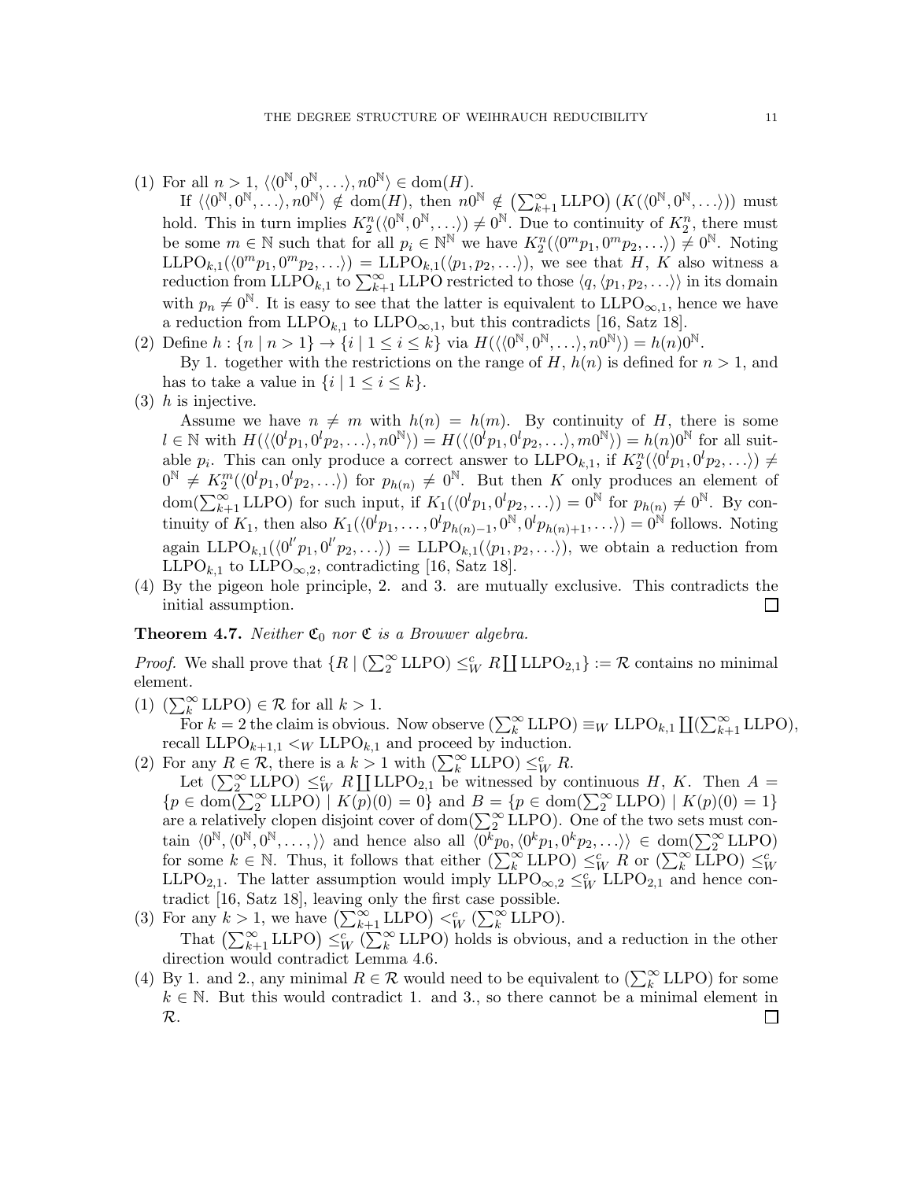(1) For all $n > 1$, $\langle\langle 0^{\mathbb{N}}, 0^{\mathbb{N}}, \ldots\rangle, n0^{\mathbb{N}}\rangle \in \operatorname{dom}(H)$.

If $\langle\langle 0^{\mathbb{N}}, 0^{\mathbb{N}}, \ldots\rangle, n0^{\mathbb{N}}\rangle \notin \operatorname{dom}(H)$, then $n0^{\mathbb{N}} \notin \left(\sum_{k+1}^{\infty} \mathrm{LLPO}\right)(K(\langle 0^{\mathbb{N}}, 0^{\mathbb{N}}, \ldots\rangle))$ must hold. This in turn implies $K_2^n(\langle 0^{\mathbb{N}}, 0^{\mathbb{N}}, \ldots\rangle) \neq 0^{\mathbb{N}}$. Due to continuity of $K_2^n$, there must be some $m \in \mathbb{N}$ such that for all $p_i \in \mathbb{N}^{\mathbb{N}}$ we have $K_2^n(\langle 0^m p_1, 0^m p_2, \ldots\rangle) \neq 0^{\mathbb{N}}$. Noting $\mathrm{LLPO}_{k,1}(\langle 0^m p_1, 0^m p_2, \ldots\rangle) = \mathrm{LLPO}_{k,1}(\langle p_1, p_2, \ldots\rangle)$, we see that $H$, $K$ also witness a reduction from $\mathrm{LLPO}_{k,1}$ to $\sum_{k+1}^{\infty} \mathrm{LLPO}$ restricted to those $\langle q, \langle p_1, p_2, \ldots\rangle\rangle$ in its domain with $p_n \neq 0^{\mathbb{N}}$. It is easy to see that the latter is equivalent to $\mathrm{LLPO}_{\infty,1}$, hence we have a reduction from $\mathrm{LLPO}_{k,1}$ to $\mathrm{LLPO}_{\infty,1}$, but this contradicts [16, Satz 18].

(2) Define $h : \{n \mid n > 1\} \to \{i \mid 1 \leq i \leq k\}$ via $H(\langle\langle 0^{\mathbb{N}}, 0^{\mathbb{N}}, \ldots\rangle, n0^{\mathbb{N}}\rangle) = h(n)0^{\mathbb{N}}$.

By 1. together with the restrictions on the range of $H$, $h(n)$ is defined for $n > 1$, and has to take a value in $\{i \mid 1 \leq i \leq k\}$.

(3) $h$ is injective.

Assume we have $n \neq m$ with $h(n) = h(m)$. By continuity of $H$, there is some $l \in \mathbb{N}$ with $H(\langle\langle 0^l p_1, 0^l p_2, \ldots\rangle, n0^{\mathbb{N}}\rangle) = H(\langle\langle 0^l p_1, 0^l p_2, \ldots\rangle, m0^{\mathbb{N}}\rangle) = h(n)0^{\mathbb{N}}$ for all suitable $p_i$. This can only produce a correct answer to $\mathrm{LLPO}_{k,1}$, if $K_2^n(\langle 0^l p_1, 0^l p_2, \ldots\rangle) \neq 0^{\mathbb{N}} \neq K_2^m(\langle 0^l p_1, 0^l p_2, \ldots\rangle)$ for $p_{h(n)} \neq 0^{\mathbb{N}}$. But then $K$ only produces an element of $\operatorname{dom}(\sum_{k+1}^{\infty} \mathrm{LLPO})$ for such input, if $K_1(\langle 0^l p_1, 0^l p_2, \ldots\rangle) = 0^{\mathbb{N}}$ for $p_{h(n)} \neq 0^{\mathbb{N}}$. By continuity of $K_1$, then also $K_1(\langle 0^l p_1, \ldots, 0^l p_{h(n)-1}, 0^{\mathbb{N}}, 0^l p_{h(n)+1}, \ldots\rangle) = 0^{\mathbb{N}}$ follows. Noting again $\mathrm{LLPO}_{k,1}(\langle 0^{l'} p_1, 0^{l'} p_2, \ldots\rangle) = \mathrm{LLPO}_{k,1}(\langle p_1, p_2, \ldots\rangle)$, we obtain a reduction from $\mathrm{LLPO}_{k,1}$ to $\mathrm{LLPO}_{\infty,2}$, contradicting [16, Satz 18].

(4) By the pigeon hole principle, 2. and 3. are mutually exclusive. This contradicts the initial assumption. □

**Theorem 4.7.** *Neither $\mathfrak{C}_0$ nor $\mathfrak{C}$ is a Brouwer algebra.*

*Proof.* We shall prove that $\{R \mid (\sum_2^{\infty} \mathrm{LLPO}) \leq_W^c R \coprod \mathrm{LLPO}_{2,1}\} := \mathcal{R}$ contains no minimal element.

(1) $(\sum_k^{\infty} \mathrm{LLPO}) \in \mathcal{R}$ for all $k > 1$.

For $k = 2$ the claim is obvious. Now observe $(\sum_k^{\infty} \mathrm{LLPO}) \equiv_W \mathrm{LLPO}_{k,1} \coprod (\sum_{k+1}^{\infty} \mathrm{LLPO})$, recall $\mathrm{LLPO}_{k+1,1} <_W \mathrm{LLPO}_{k,1}$ and proceed by induction.

(2) For any $R \in \mathcal{R}$, there is a $k > 1$ with $(\sum_k^{\infty} \mathrm{LLPO}) \leq_W^c R$.

Let $(\sum_2^{\infty} \mathrm{LLPO}) \leq_W^c R \coprod \mathrm{LLPO}_{2,1}$ be witnessed by continuous $H$, $K$. Then $A = \{p \in \operatorname{dom}(\sum_2^{\infty} \mathrm{LLPO}) \mid K(p)(0) = 0\}$ and $B = \{p \in \operatorname{dom}(\sum_2^{\infty} \mathrm{LLPO}) \mid K(p)(0) = 1\}$ are a relatively clopen disjoint cover of $\operatorname{dom}(\sum_2^{\infty} \mathrm{LLPO})$. One of the two sets must contain $\langle 0^{\mathbb{N}}, \langle 0^{\mathbb{N}}, 0^{\mathbb{N}}, \ldots, \rangle\rangle$ and hence also all $\langle 0^k p_0, \langle 0^k p_1, 0^k p_2, \ldots\rangle\rangle \in \operatorname{dom}(\sum_2^{\infty} \mathrm{LLPO})$ for some $k \in \mathbb{N}$. Thus, it follows that either $(\sum_k^{\infty} \mathrm{LLPO}) \leq_W^c R$ or $(\sum_k^{\infty} \mathrm{LLPO}) \leq_W^c \mathrm{LLPO}_{2,1}$. The latter assumption would imply $\mathrm{LLPO}_{\infty,2} \leq_W^c \mathrm{LLPO}_{2,1}$ and hence contradict [16, Satz 18], leaving only the first case possible.

(3) For any $k > 1$, we have $\left(\sum_{k+1}^{\infty} \mathrm{LLPO}\right) <_W^c (\sum_k^{\infty} \mathrm{LLPO})$.

That $\left(\sum_{k+1}^{\infty} \mathrm{LLPO}\right) \leq_W^c (\sum_k^{\infty} \mathrm{LLPO})$ holds is obvious, and a reduction in the other direction would contradict Lemma 4.6.

(4) By 1. and 2., any minimal $R \in \mathcal{R}$ would need to be equivalent to $(\sum_k^{\infty} \mathrm{LLPO})$ for some $k \in \mathbb{N}$. But this would contradict 1. and 3., so there cannot be a minimal element in $\mathcal{R}$. □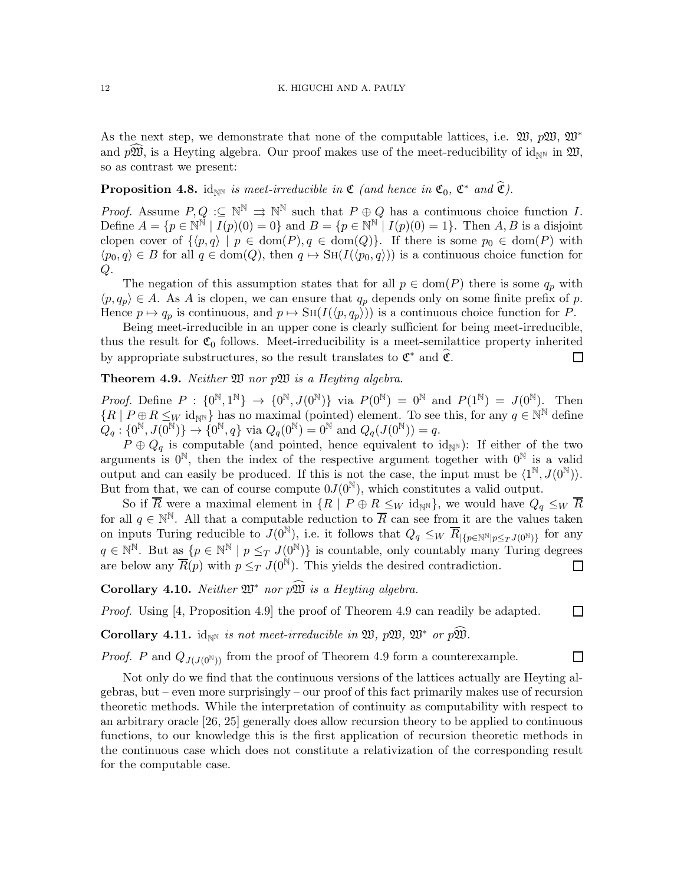As the next step, we demonstrate that none of the computable lattices, i.e. $\mathfrak{W}$, $p\mathfrak{W}$, $\mathfrak{W}^*$ and $p\widehat{\mathfrak{W}}$, is a Heyting algebra. Our proof makes use of the meet-reducibility of $\mathrm{id}_{\mathbb{N}^\mathbb{N}}$ in $\mathfrak{W}$, so as contrast we present:

**Proposition 4.8.** *$\mathrm{id}_{\mathbb{N}^\mathbb{N}}$ is meet-irreducible in $\mathfrak{C}$ (and hence in $\mathfrak{C}_0$, $\mathfrak{C}^*$ and $\widehat{\mathfrak{C}}$).*

*Proof.* Assume $P, Q :\subseteq \mathbb{N}^\mathbb{N} \rightrightarrows \mathbb{N}^\mathbb{N}$ such that $P \oplus Q$ has a continuous choice function $I$. Define $A = \{p \in \mathbb{N}^\mathbb{N} \mid I(p)(0) = 0\}$ and $B = \{p \in \mathbb{N}^\mathbb{N} \mid I(p)(0) = 1\}$. Then $A, B$ is a disjoint clopen cover of $\{\langle p, q\rangle \mid p \in \mathrm{dom}(P), q \in \mathrm{dom}(Q)\}$. If there is some $p_0 \in \mathrm{dom}(P)$ with $\langle p_0, q\rangle \in B$ for all $q \in \mathrm{dom}(Q)$, then $q \mapsto \mathrm{SH}(I(\langle p_0, q\rangle))$ is a continuous choice function for $Q$.

The negation of this assumption states that for all $p \in \mathrm{dom}(P)$ there is some $q_p$ with $\langle p, q_p\rangle \in A$. As $A$ is clopen, we can ensure that $q_p$ depends only on some finite prefix of $p$. Hence $p \mapsto q_p$ is continuous, and $p \mapsto \mathrm{SH}(I(\langle p, q_p\rangle))$ is a continuous choice function for $P$.

Being meet-irreducible in an upper cone is clearly sufficient for being meet-irreducible, thus the result for $\mathfrak{C}_0$ follows. Meet-irreducibility is a meet-semilattice property inherited by appropriate substructures, so the result translates to $\mathfrak{C}^*$ and $\widehat{\mathfrak{C}}$. □

**Theorem 4.9.** *Neither $\mathfrak{W}$ nor $p\mathfrak{W}$ is a Heyting algebra.*

*Proof.* Define $P : \{0^\mathbb{N}, 1^\mathbb{N}\} \to \{0^\mathbb{N}, J(0^\mathbb{N})\}$ via $P(0^\mathbb{N}) = 0^\mathbb{N}$ and $P(1^\mathbb{N}) = J(0^\mathbb{N})$. Then $\{R \mid P \oplus R \leq_W \mathrm{id}_{\mathbb{N}^\mathbb{N}}\}$ has no maximal (pointed) element. To see this, for any $q \in \mathbb{N}^\mathbb{N}$ define $Q_q : \{0^\mathbb{N}, J(0^\mathbb{N})\} \to \{0^\mathbb{N}, q\}$ via $Q_q(0^\mathbb{N}) = 0^\mathbb{N}$ and $Q_q(J(0^\mathbb{N})) = q$.

$P \oplus Q_q$ is computable (and pointed, hence equivalent to $\mathrm{id}_{\mathbb{N}^\mathbb{N}}$): If either of the two arguments is $0^\mathbb{N}$, then the index of the respective argument together with $0^\mathbb{N}$ is a valid output and can easily be produced. If this is not the case, the input must be $\langle 1^\mathbb{N}, J(0^\mathbb{N})\rangle$. But from that, we can of course compute $0J(0^\mathbb{N})$, which constitutes a valid output.

So if $\overline{R}$ were a maximal element in $\{R \mid P \oplus R \leq_W \mathrm{id}_{\mathbb{N}^\mathbb{N}}\}$, we would have $Q_q \leq_W \overline{R}$ for all $q \in \mathbb{N}^\mathbb{N}$. All that a computable reduction to $\overline{R}$ can see from it are the values taken on inputs Turing reducible to $J(0^\mathbb{N})$, i.e. it follows that $Q_q \leq_W \overline{R}_{|\{p \in \mathbb{N}^\mathbb{N} | p \leq_T J(0^\mathbb{N})\}}$ for any $q \in \mathbb{N}^\mathbb{N}$. But as $\{p \in \mathbb{N}^\mathbb{N} \mid p \leq_T J(0^\mathbb{N})\}$ is countable, only countably many Turing degrees are below any $\overline{R}(p)$ with $p \leq_T J(0^\mathbb{N})$. This yields the desired contradiction. □

**Corollary 4.10.** *Neither $\mathfrak{W}^*$ nor $p\widehat{\mathfrak{W}}$ is a Heyting algebra.*

*Proof.* Using [4, Proposition 4.9] the proof of Theorem 4.9 can readily be adapted. □

**Corollary 4.11.** *$\mathrm{id}_{\mathbb{N}^\mathbb{N}}$ is not meet-irreducible in $\mathfrak{W}$, $p\mathfrak{W}$, $\mathfrak{W}^*$ or $p\widehat{\mathfrak{W}}$.*

*Proof.* $P$ and $Q_{J(J(0^\mathbb{N}))}$ from the proof of Theorem 4.9 form a counterexample. □

Not only do we find that the continuous versions of the lattices actually are Heyting algebras, but – even more surprisingly – our proof of this fact primarily makes use of recursion theoretic methods. While the interpretation of continuity as computability with respect to an arbitrary oracle [26, 25] generally does allow recursion theory to be applied to continuous functions, to our knowledge this is the first application of recursion theoretic methods in the continuous case which does not constitute a relativization of the corresponding result for the computable case.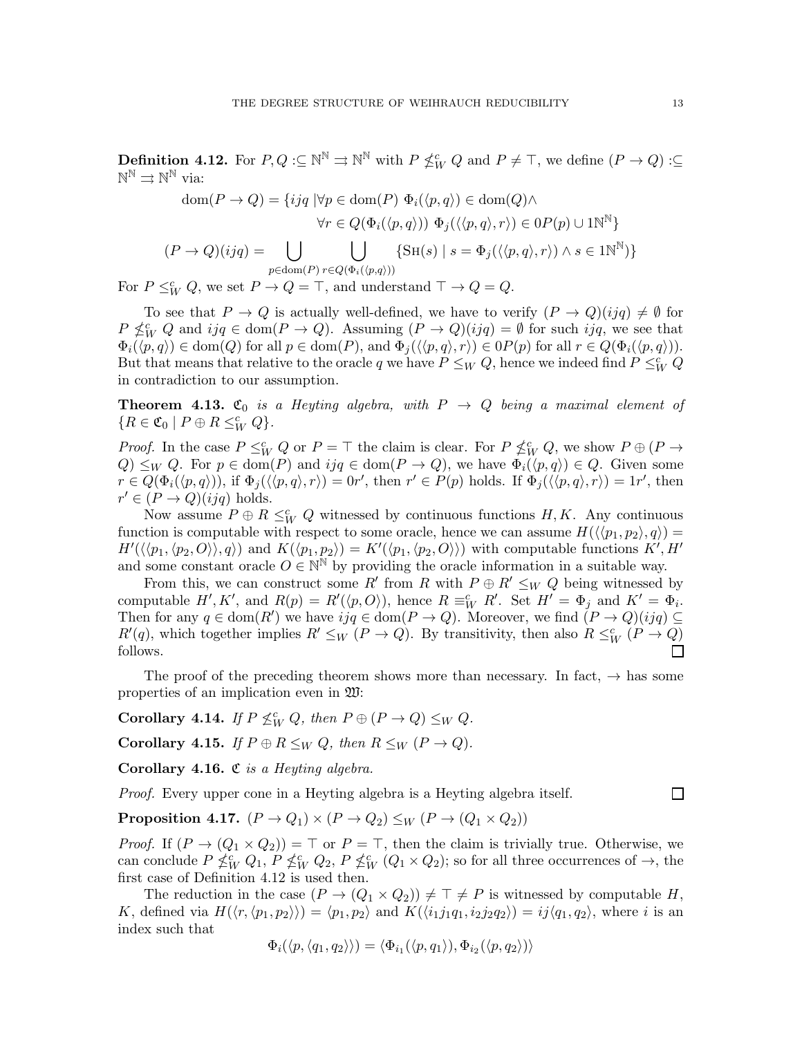**Definition 4.12.** For $P, Q :\subseteq \mathbb{N}^\mathbb{N} \rightrightarrows \mathbb{N}^\mathbb{N}$ with $P \not\leq_W^c Q$ and $P \neq \top$, we define $(P \to Q) :\subseteq \mathbb{N}^\mathbb{N} \rightrightarrows \mathbb{N}^\mathbb{N}$ via:

$$\operatorname{dom}(P \to Q) = \{ijq \mid \forall p \in \operatorname{dom}(P)\ \Phi_i(\langle p, q\rangle) \in \operatorname{dom}(Q) \wedge$$
$$\forall r \in Q(\Phi_i(\langle p, q\rangle))\ \Phi_j(\langle\langle p, q\rangle, r\rangle) \in 0P(p) \cup 1\mathbb{N}^\mathbb{N}\}$$
$$(P \to Q)(ijq) = \bigcup_{p \in \operatorname{dom}(P)} \bigcup_{r \in Q(\Phi_i(\langle p,q\rangle))} \{\textsc{Sh}(s) \mid s = \Phi_j(\langle\langle p, q\rangle, r\rangle) \wedge s \in 1\mathbb{N}^\mathbb{N})\}$$

For $P \leq_W^c Q$, we set $P \to Q = \top$, and understand $\top \to Q = Q$.

To see that $P \to Q$ is actually well-defined, we have to verify $(P \to Q)(ijq) \neq \emptyset$ for $P \not\leq_W^c Q$ and $ijq \in \operatorname{dom}(P \to Q)$. Assuming $(P \to Q)(ijq) = \emptyset$ for such $ijq$, we see that $\Phi_i(\langle p, q\rangle) \in \operatorname{dom}(Q)$ for all $p \in \operatorname{dom}(P)$, and $\Phi_j(\langle\langle p, q\rangle, r\rangle) \in 0P(p)$ for all $r \in Q(\Phi_i(\langle p, q\rangle))$. But that means that relative to the oracle $q$ we have $P \leq_W Q$, hence we indeed find $P \leq_W^c Q$ in contradiction to our assumption.

**Theorem 4.13.** *$\mathfrak{C}_0$ is a Heyting algebra, with $P \to Q$ being a maximal element of $\{R \in \mathfrak{C}_0 \mid P \oplus R \leq_W^c Q\}$.*

*Proof.* In the case $P \leq_W^c Q$ or $P = \top$ the claim is clear. For $P \not\leq_W^c Q$, we show $P \oplus (P \to Q) \leq_W Q$. For $p \in \operatorname{dom}(P)$ and $ijq \in \operatorname{dom}(P \to Q)$, we have $\Phi_i(\langle p, q\rangle) \in Q$. Given some $r \in Q(\Phi_i(\langle p, q\rangle))$, if $\Phi_j(\langle\langle p, q\rangle, r\rangle) = 0r'$, then $r' \in P(p)$ holds. If $\Phi_j(\langle\langle p, q\rangle, r\rangle) = 1r'$, then $r' \in (P \to Q)(ijq)$ holds.

Now assume $P \oplus R \leq_W^c Q$ witnessed by continuous functions $H, K$. Any continuous function is computable with respect to some oracle, hence we can assume $H(\langle\langle p_1, p_2\rangle, q\rangle) = H'(\langle\langle p_1, \langle p_2, O\rangle\rangle, q\rangle)$ and $K(\langle p_1, p_2\rangle) = K'(\langle p_1, \langle p_2, O\rangle\rangle)$ with computable functions $K', H'$ and some constant oracle $O \in \mathbb{N}^\mathbb{N}$ by providing the oracle information in a suitable way.

From this, we can construct some $R'$ from $R$ with $P \oplus R' \leq_W Q$ being witnessed by computable $H', K'$, and $R(p) = R'(\langle p, O\rangle)$, hence $R \equiv_W^c R'$. Set $H' = \Phi_j$ and $K' = \Phi_i$. Then for any $q \in \operatorname{dom}(R')$ we have $ijq \in \operatorname{dom}(P \to Q)$. Moreover, we find $(P \to Q)(ijq) \subseteq R'(q)$, which together implies $R' \leq_W (P \to Q)$. By transitivity, then also $R \leq_W^c (P \to Q)$ follows. □

The proof of the preceding theorem shows more than necessary. In fact, $\to$ has some properties of an implication even in $\mathfrak{W}$:

**Corollary 4.14.** *If $P \not\leq_W^c Q$, then $P \oplus (P \to Q) \leq_W Q$.*

**Corollary 4.15.** *If $P \oplus R \leq_W Q$, then $R \leq_W (P \to Q)$.*

**Corollary 4.16.** *$\mathfrak{C}$ is a Heyting algebra.*

*Proof.* Every upper cone in a Heyting algebra is a Heyting algebra itself. □

**Proposition 4.17.** $(P \to Q_1) \times (P \to Q_2) \leq_W (P \to (Q_1 \times Q_2))$

*Proof.* If $(P \to (Q_1 \times Q_2)) = \top$ or $P = \top$, then the claim is trivially true. Otherwise, we can conclude $P \not\leq_W^c Q_1$, $P \not\leq_W^c Q_2$, $P \not\leq_W^c (Q_1 \times Q_2)$; so for all three occurrences of $\to$, the first case of Definition 4.12 is used then.

The reduction in the case $(P \to (Q_1 \times Q_2)) \neq \top \neq P$ is witnessed by computable $H$, $K$, defined via $H(\langle r, \langle p_1, p_2\rangle\rangle) = \langle p_1, p_2\rangle$ and $K(\langle i_1 j_1 q_1, i_2 j_2 q_2\rangle) = ij\langle q_1, q_2\rangle$, where $i$ is an index such that

$$\Phi_i(\langle p, \langle q_1, q_2\rangle\rangle) = \langle \Phi_{i_1}(\langle p, q_1\rangle), \Phi_{i_2}(\langle p, q_2\rangle)\rangle$$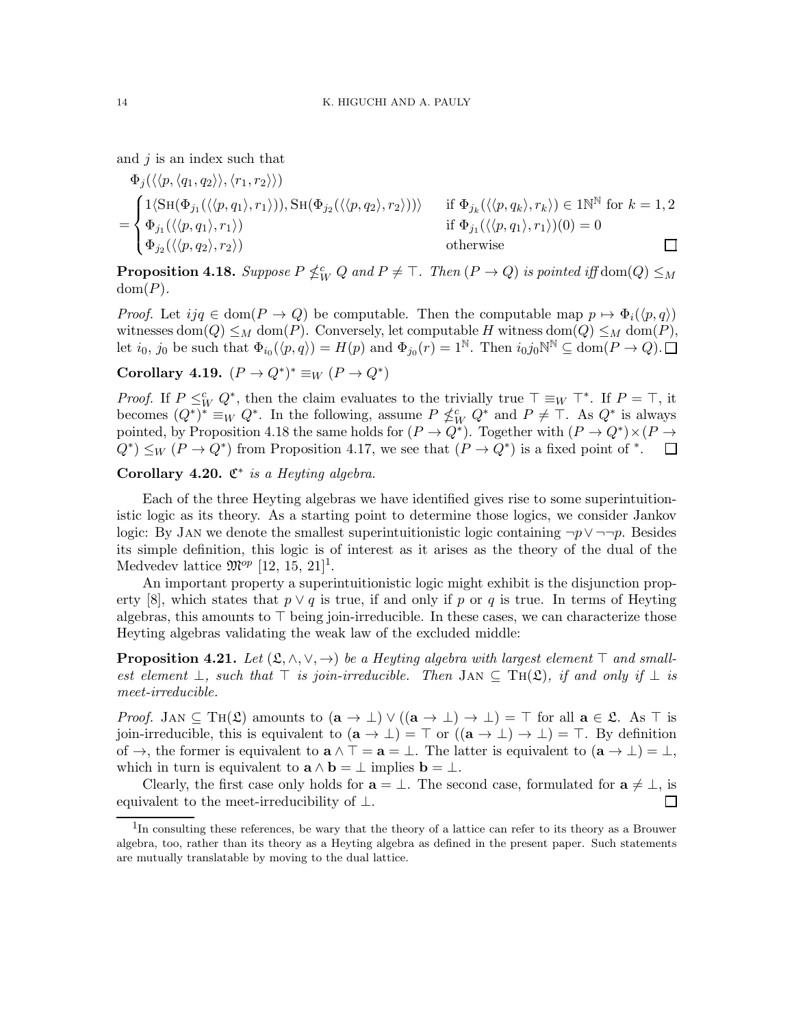and $j$ is an index such that

$$\Phi_j(\langle\langle p, \langle q_1, q_2\rangle\rangle, \langle r_1, r_2\rangle\rangle)$$
$$= \begin{cases} 1\langle \mathrm{SH}(\Phi_{j_1}(\langle\langle p, q_1\rangle, r_1\rangle)), \mathrm{SH}(\Phi_{j_2}(\langle\langle p, q_2\rangle, r_2\rangle))\rangle & \text{if } \Phi_{j_k}(\langle\langle p, q_k\rangle, r_k\rangle) \in 1\mathbb{N}^\mathbb{N} \text{ for } k = 1, 2 \\ \Phi_{j_1}(\langle\langle p, q_1\rangle, r_1\rangle) & \text{if } \Phi_{j_1}(\langle\langle p, q_1\rangle, r_1\rangle)(0) = 0 \\ \Phi_{j_2}(\langle\langle p, q_2\rangle, r_2\rangle) & \text{otherwise} \end{cases}$$

□

**Proposition 4.18.** *Suppose $P \nleq_W^c Q$ and $P \neq \top$. Then $(P \to Q)$ is pointed iff $\mathrm{dom}(Q) \leq_M \mathrm{dom}(P)$.*

*Proof.* Let $ijq \in \mathrm{dom}(P \to Q)$ be computable. Then the computable map $p \mapsto \Phi_i(\langle p, q\rangle)$ witnesses $\mathrm{dom}(Q) \leq_M \mathrm{dom}(P)$. Conversely, let computable $H$ witness $\mathrm{dom}(Q) \leq_M \mathrm{dom}(P)$, let $i_0$, $j_0$ be such that $\Phi_{i_0}(\langle p, q\rangle) = H(p)$ and $\Phi_{j_0}(r) = 1^\mathbb{N}$. Then $i_0 j_0 \mathbb{N}^\mathbb{N} \subseteq \mathrm{dom}(P \to Q)$. □

**Corollary 4.19.** $(P \to Q^*)^* \equiv_W (P \to Q^*)$

*Proof.* If $P \leq_W^c Q^*$, then the claim evaluates to the trivially true $\top \equiv_W \top^*$. If $P = \top$, it becomes $(Q^*)^* \equiv_W Q^*$. In the following, assume $P \nleq_W^c Q^*$ and $P \neq \top$. As $Q^*$ is always pointed, by Proposition 4.18 the same holds for $(P \to Q^*)$. Together with $(P \to Q^*) \times (P \to Q^*) \leq_W (P \to Q^*)$ from Proposition 4.17, we see that $(P \to Q^*)$ is a fixed point of $^*$. □

**Corollary 4.20.** *$\mathfrak{C}^*$ is a Heyting algebra.*

Each of the three Heyting algebras we have identified gives rise to some superintuitionistic logic as its theory. As a starting point to determine those logics, we consider Jankov logic: By JAN we denote the smallest superintuitionistic logic containing $\neg p \vee \neg\neg p$. Besides its simple definition, this logic is of interest as it arises as the theory of the dual of the Medvedev lattice $\mathfrak{M}^{op}$ [12, 15, 21][1].

An important property a superintuitionistic logic might exhibit is the disjunction property [8], which states that $p \vee q$ is true, if and only if $p$ or $q$ is true. In terms of Heyting algebras, this amounts to $\top$ being join-irreducible. In these cases, we can characterize those Heyting algebras validating the weak law of the excluded middle:

**Proposition 4.21.** *Let $(\mathfrak{L}, \wedge, \vee, \to)$ be a Heyting algebra with largest element $\top$ and smallest element $\bot$, such that $\top$ is join-irreducible. Then $\mathrm{JAN} \subseteq \mathrm{TH}(\mathfrak{L})$, if and only if $\bot$ is meet-irreducible.*

*Proof.* $\mathrm{JAN} \subseteq \mathrm{TH}(\mathfrak{L})$ amounts to $(\mathbf{a} \to \bot) \vee ((\mathbf{a} \to \bot) \to \bot) = \top$ for all $\mathbf{a} \in \mathfrak{L}$. As $\top$ is join-irreducible, this is equivalent to $(\mathbf{a} \to \bot) = \top$ or $((\mathbf{a} \to \bot) \to \bot) = \top$. By definition of $\to$, the former is equivalent to $\mathbf{a} \wedge \top = \mathbf{a} = \bot$. The latter is equivalent to $(\mathbf{a} \to \bot) = \bot$, which in turn is equivalent to $\mathbf{a} \wedge \mathbf{b} = \bot$ implies $\mathbf{b} = \bot$.

Clearly, the first case only holds for $\mathbf{a} = \bot$. The second case, formulated for $\mathbf{a} \neq \bot$, is equivalent to the meet-irreducibility of $\bot$. □

[1] In consulting these references, be wary that the theory of a lattice can refer to its theory as a Brouwer algebra, too, rather than its theory as a Heyting algebra as defined in the present paper. Such statements are mutually translatable by moving to the dual lattice.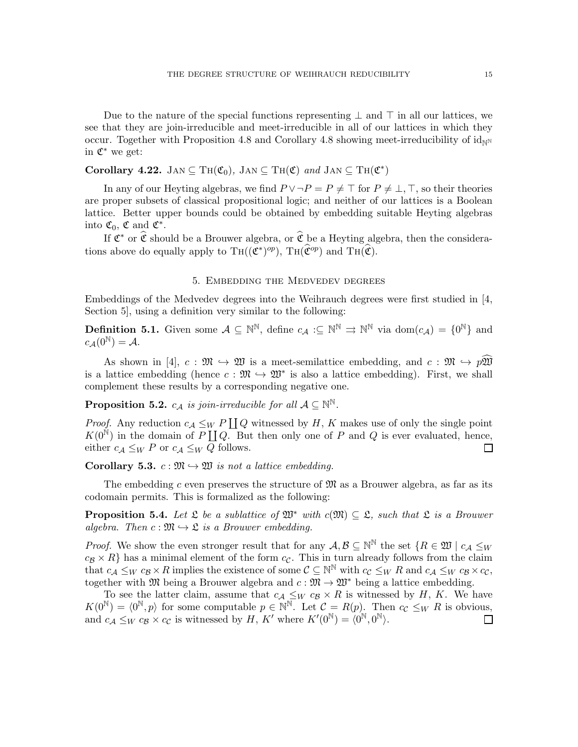Due to the nature of the special functions representing $\bot$ and $\top$ in all our lattices, we see that they are join-irreducible and meet-irreducible in all of our lattices in which they occur. Together with Proposition 4.8 and Corollary 4.8 showing meet-irreducibility of $\mathrm{id}_{\mathbb{N}^\mathbb{N}}$ in $\mathfrak{C}^*$ we get:

**Corollary 4.22.** *$\textsc{Jan} \subseteq \textsc{Th}(\mathfrak{C}_0)$, $\textsc{Jan} \subseteq \textsc{Th}(\mathfrak{C})$ and $\textsc{Jan} \subseteq \textsc{Th}(\mathfrak{C}^*)$*

In any of our Heyting algebras, we find $P \vee \neg P = P \neq \top$ for $P \neq \bot, \top$, so their theories are proper subsets of classical propositional logic; and neither of our lattices is a Boolean lattice. Better upper bounds could be obtained by embedding suitable Heyting algebras into $\mathfrak{C}_0$, $\mathfrak{C}$ and $\mathfrak{C}^*$.

If $\mathfrak{C}^*$ or $\widehat{\mathfrak{C}}$ should be a Brouwer algebra, or $\widehat{\mathfrak{C}}$ be a Heyting algebra, then the considerations above do equally apply to $\textsc{Th}((\mathfrak{C}^*)^{op})$, $\textsc{Th}(\widehat{\mathfrak{C}}^{op})$ and $\textsc{Th}(\widehat{\mathfrak{C}})$.

## 5. Embedding the Medvedev degrees

Embeddings of the Medvedev degrees into the Weihrauch degrees were first studied in [4, Section 5], using a definition very similar to the following:

**Definition 5.1.** Given some $\mathcal{A} \subseteq \mathbb{N}^\mathbb{N}$, define $c_\mathcal{A} :\subseteq \mathbb{N}^\mathbb{N} \rightrightarrows \mathbb{N}^\mathbb{N}$ via $\mathrm{dom}(c_\mathcal{A}) = \{0^\mathbb{N}\}$ and $c_\mathcal{A}(0^\mathbb{N}) = \mathcal{A}$.

As shown in [4], $c : \mathfrak{M} \hookrightarrow \mathfrak{W}$ is a meet-semilattice embedding, and $c : \mathfrak{M} \hookrightarrow p\widehat{\mathfrak{W}}$ is a lattice embedding (hence $c : \mathfrak{M} \hookrightarrow \mathfrak{W}^*$ is also a lattice embedding). First, we shall complement these results by a corresponding negative one.

**Proposition 5.2.** *$c_\mathcal{A}$ is join-irreducible for all $\mathcal{A} \subseteq \mathbb{N}^\mathbb{N}$.*

*Proof.* Any reduction $c_\mathcal{A} \leq_W P \coprod Q$ witnessed by $H$, $K$ makes use of only the single point $K(0^\mathbb{N})$ in the domain of $P \coprod Q$. But then only one of $P$ and $Q$ is ever evaluated, hence, either $c_\mathcal{A} \leq_W P$ or $c_\mathcal{A} \leq_W Q$ follows. $\square$

**Corollary 5.3.** *$c : \mathfrak{M} \hookrightarrow \mathfrak{W}$ is not a lattice embedding.*

The embedding $c$ even preserves the structure of $\mathfrak{M}$ as a Brouwer algebra, as far as its codomain permits. This is formalized as the following:

**Proposition 5.4.** *Let $\mathfrak{L}$ be a sublattice of $\mathfrak{W}^*$ with $c(\mathfrak{M}) \subseteq \mathfrak{L}$, such that $\mathfrak{L}$ is a Brouwer algebra. Then $c : \mathfrak{M} \hookrightarrow \mathfrak{L}$ is a Brouwer embedding.*

*Proof.* We show the even stronger result that for any $\mathcal{A}, \mathcal{B} \subseteq \mathbb{N}^\mathbb{N}$ the set $\{R \in \mathfrak{W} \mid c_\mathcal{A} \leq_W c_\mathcal{B} \times R\}$ has a minimal element of the form $c_\mathcal{C}$. This in turn already follows from the claim that $c_\mathcal{A} \leq_W c_\mathcal{B} \times R$ implies the existence of some $\mathcal{C} \subseteq \mathbb{N}^\mathbb{N}$ with $c_\mathcal{C} \leq_W R$ and $c_\mathcal{A} \leq_W c_\mathcal{B} \times c_\mathcal{C}$, together with $\mathfrak{M}$ being a Brouwer algebra and $c : \mathfrak{M} \to \mathfrak{W}^*$ being a lattice embedding.

To see the latter claim, assume that $c_\mathcal{A} \leq_W c_\mathcal{B} \times R$ is witnessed by $H$, $K$. We have $K(0^\mathbb{N}) = \langle 0^\mathbb{N}, p\rangle$ for some computable $p \in \mathbb{N}^\mathbb{N}$. Let $\mathcal{C} = R(p)$. Then $c_\mathcal{C} \leq_W R$ is obvious, and $c_\mathcal{A} \leq_W c_\mathcal{B} \times c_\mathcal{C}$ is witnessed by $H$, $K'$ where $K'(0^\mathbb{N}) = \langle 0^\mathbb{N}, 0^\mathbb{N}\rangle$. $\square$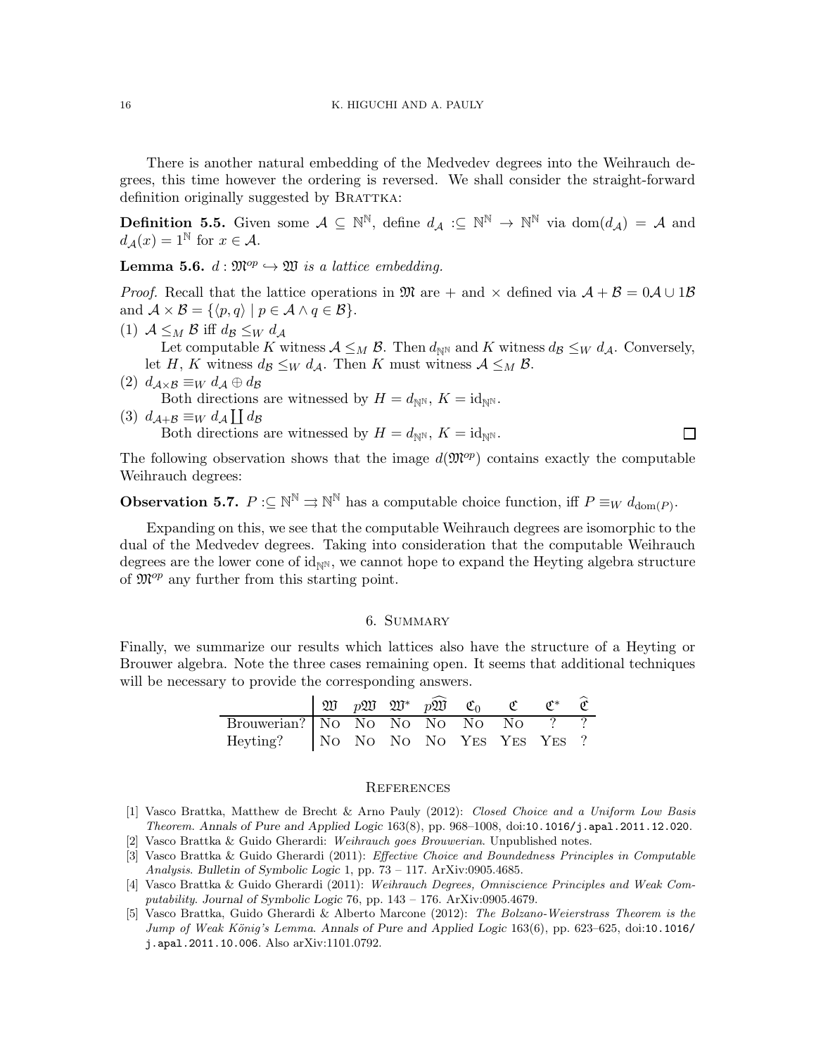There is another natural embedding of the Medvedev degrees into the Weihrauch degrees, this time however the ordering is reversed. We shall consider the straight-forward definition originally suggested by BRATTKA:

**Definition 5.5.** Given some $\mathcal{A} \subseteq \mathbb{N}^\mathbb{N}$, define $d_\mathcal{A} :\subseteq \mathbb{N}^\mathbb{N} \to \mathbb{N}^\mathbb{N}$ via $\mathrm{dom}(d_\mathcal{A}) = \mathcal{A}$ and $d_\mathcal{A}(x) = 1^\mathbb{N}$ for $x \in \mathcal{A}$.

**Lemma 5.6.** *$d : \mathfrak{M}^{op} \hookrightarrow \mathfrak{W}$ is a lattice embedding.*

*Proof.* Recall that the lattice operations in $\mathfrak{M}$ are $+$ and $\times$ defined via $\mathcal{A} + \mathcal{B} = 0\mathcal{A} \cup 1\mathcal{B}$ and $\mathcal{A} \times \mathcal{B} = \{\langle p, q\rangle \mid p \in \mathcal{A} \wedge q \in \mathcal{B}\}$.

(1) $\mathcal{A} \leq_M \mathcal{B}$ iff $d_\mathcal{B} \leq_W d_\mathcal{A}$
Let computable $K$ witness $\mathcal{A} \leq_M \mathcal{B}$. Then $d_{\mathbb{N}^\mathbb{N}}$ and $K$ witness $d_\mathcal{B} \leq_W d_\mathcal{A}$. Conversely, let $H$, $K$ witness $d_\mathcal{B} \leq_W d_\mathcal{A}$. Then $K$ must witness $\mathcal{A} \leq_M \mathcal{B}$.

(2) $d_{\mathcal{A}\times\mathcal{B}} \equiv_W d_\mathcal{A} \oplus d_\mathcal{B}$
Both directions are witnessed by $H = d_{\mathbb{N}^\mathbb{N}}$, $K = \mathrm{id}_{\mathbb{N}^\mathbb{N}}$.

(3) $d_{\mathcal{A}+\mathcal{B}} \equiv_W d_\mathcal{A} \coprod d_\mathcal{B}$
Both directions are witnessed by $H = d_{\mathbb{N}^\mathbb{N}}$, $K = \mathrm{id}_{\mathbb{N}^\mathbb{N}}$. □

The following observation shows that the image $d(\mathfrak{M}^{op})$ contains exactly the computable Weihrauch degrees:

**Observation 5.7.** $P :\subseteq \mathbb{N}^\mathbb{N} \rightrightarrows \mathbb{N}^\mathbb{N}$ has a computable choice function, iff $P \equiv_W d_{\mathrm{dom}(P)}$.

Expanding on this, we see that the computable Weihrauch degrees are isomorphic to the dual of the Medvedev degrees. Taking into consideration that the computable Weihrauch degrees are the lower cone of $\mathrm{id}_{\mathbb{N}^\mathbb{N}}$, we cannot hope to expand the Heyting algebra structure of $\mathfrak{M}^{op}$ any further from this starting point.

## 6. Summary

Finally, we summarize our results which lattices also have the structure of a Heyting or Brouwer algebra. Note the three cases remaining open. It seems that additional techniques will be necessary to provide the corresponding answers.

| | $\mathfrak{W}$ | $p\mathfrak{W}$ | $\mathfrak{W}^*$ | $p\widehat{\mathfrak{W}}$ | $\mathfrak{C}_0$ | $\mathfrak{C}$ | $\mathfrak{C}^*$ | $\widehat{\mathfrak{C}}$ |
|---|---|---|---|---|---|---|---|---|
| Brouwerian? | No | No | No | No | No | No | ? | ? |
| Heyting? | No | No | No | No | Yes | Yes | Yes | ? |

## References

[1] Vasco Brattka, Matthew de Brecht & Arno Pauly (2012): *Closed Choice and a Uniform Low Basis Theorem*. Annals of Pure and Applied Logic 163(8), pp. 968–1008, doi:10.1016/j.apal.2011.12.020.

[2] Vasco Brattka & Guido Gherardi: *Weihrauch goes Brouwerian*. Unpublished notes.

[3] Vasco Brattka & Guido Gherardi (2011): *Effective Choice and Boundedness Principles in Computable Analysis*. Bulletin of Symbolic Logic 1, pp. 73 – 117. ArXiv:0905.4685.

[4] Vasco Brattka & Guido Gherardi (2011): *Weihrauch Degrees, Omniscience Principles and Weak Computability*. Journal of Symbolic Logic 76, pp. 143 – 176. ArXiv:0905.4679.

[5] Vasco Brattka, Guido Gherardi & Alberto Marcone (2012): *The Bolzano-Weierstrass Theorem is the Jump of Weak Kőnig's Lemma*. Annals of Pure and Applied Logic 163(6), pp. 623–625, doi:10.1016/j.apal.2011.10.006. Also arXiv:1101.0792.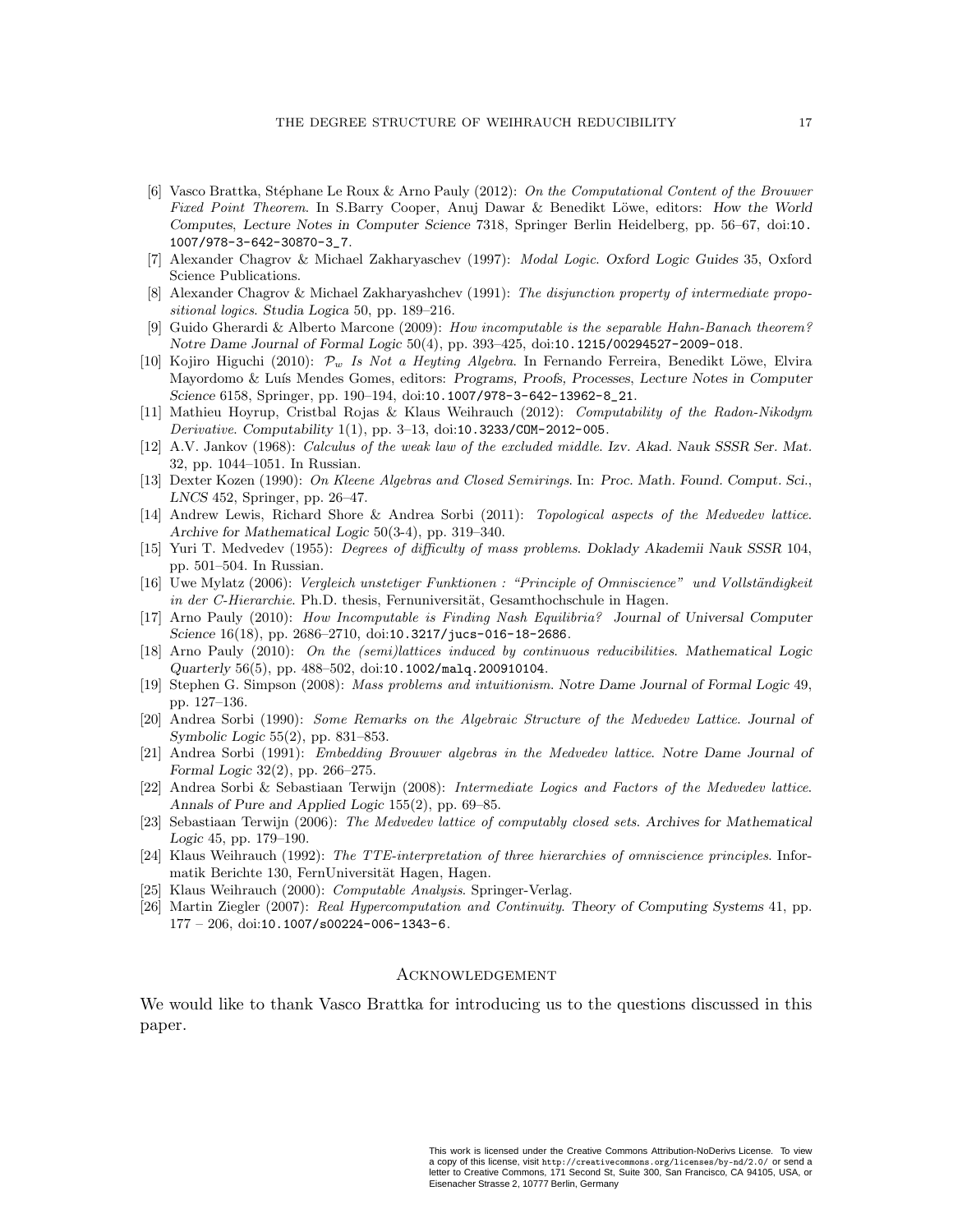[6] Vasco Brattka, Stéphane Le Roux & Arno Pauly (2012): *On the Computational Content of the Brouwer Fixed Point Theorem*. In S.Barry Cooper, Anuj Dawar & Benedikt Löwe, editors: *How the World Computes*, *Lecture Notes in Computer Science* 7318, Springer Berlin Heidelberg, pp. 56–67, doi:10.1007/978-3-642-30870-3_7.

[7] Alexander Chagrov & Michael Zakharyaschev (1997): *Modal Logic*. *Oxford Logic Guides* 35, Oxford Science Publications.

[8] Alexander Chagrov & Michael Zakharyashchev (1991): *The disjunction property of intermediate propositional logics*. *Studia Logica* 50, pp. 189–216.

[9] Guido Gherardi & Alberto Marcone (2009): *How incomputable is the separable Hahn-Banach theorem?* *Notre Dame Journal of Formal Logic* 50(4), pp. 393–425, doi:10.1215/00294527-2009-018.

[10] Kojiro Higuchi (2010): *$\mathcal{P}_w$ Is Not a Heyting Algebra*. In Fernando Ferreira, Benedikt Löwe, Elvira Mayordomo & Luís Mendes Gomes, editors: *Programs, Proofs, Processes*, *Lecture Notes in Computer Science* 6158, Springer, pp. 190–194, doi:10.1007/978-3-642-13962-8_21.

[11] Mathieu Hoyrup, Cristbal Rojas & Klaus Weihrauch (2012): *Computability of the Radon-Nikodym Derivative*. *Computability* 1(1), pp. 3–13, doi:10.3233/COM-2012-005.

[12] A.V. Jankov (1968): *Calculus of the weak law of the excluded middle*. *Izv. Akad. Nauk SSSR Ser. Mat.* 32, pp. 1044–1051. In Russian.

[13] Dexter Kozen (1990): *On Kleene Algebras and Closed Semirings*. In: *Proc. Math. Found. Comput. Sci., LNCS* 452, Springer, pp. 26–47.

[14] Andrew Lewis, Richard Shore & Andrea Sorbi (2011): *Topological aspects of the Medvedev lattice*. *Archive for Mathematical Logic* 50(3-4), pp. 319–340.

[15] Yuri T. Medvedev (1955): *Degrees of difficulty of mass problems*. *Doklady Akademii Nauk SSSR* 104, pp. 501–504. In Russian.

[16] Uwe Mylatz (2006): *Vergleich unstetiger Funktionen : "Principle of Omniscience" und Vollständigkeit in der C-Hierarchie*. Ph.D. thesis, Fernuniversität, Gesamthochschule in Hagen.

[17] Arno Pauly (2010): *How Incomputable is Finding Nash Equilibria?* *Journal of Universal Computer Science* 16(18), pp. 2686–2710, doi:10.3217/jucs-016-18-2686.

[18] Arno Pauly (2010): *On the (semi)lattices induced by continuous reducibilities*. *Mathematical Logic Quarterly* 56(5), pp. 488–502, doi:10.1002/malq.200910104.

[19] Stephen G. Simpson (2008): *Mass problems and intuitionism*. *Notre Dame Journal of Formal Logic* 49, pp. 127–136.

[20] Andrea Sorbi (1990): *Some Remarks on the Algebraic Structure of the Medvedev Lattice*. *Journal of Symbolic Logic* 55(2), pp. 831–853.

[21] Andrea Sorbi (1991): *Embedding Brouwer algebras in the Medvedev lattice*. *Notre Dame Journal of Formal Logic* 32(2), pp. 266–275.

[22] Andrea Sorbi & Sebastiaan Terwijn (2008): *Intermediate Logics and Factors of the Medvedev lattice*. *Annals of Pure and Applied Logic* 155(2), pp. 69–85.

[23] Sebastiaan Terwijn (2006): *The Medvedev lattice of computably closed sets*. *Archives for Mathematical Logic* 45, pp. 179–190.

[24] Klaus Weihrauch (1992): *The TTE-interpretation of three hierarchies of omniscience principles*. Informatik Berichte 130, FernUniversität Hagen, Hagen.

[25] Klaus Weihrauch (2000): *Computable Analysis*. Springer-Verlag.

[26] Martin Ziegler (2007): *Real Hypercomputation and Continuity*. *Theory of Computing Systems* 41, pp. 177 – 206, doi:10.1007/s00224-006-1343-6.

## Acknowledgement

We would like to thank Vasco Brattka for introducing us to the questions discussed in this paper.

This work is licensed under the Creative Commons Attribution-NoDerivs License. To view a copy of this license, visit http://creativecommons.org/licenses/by-nd/2.0/ or send a letter to Creative Commons, 171 Second St, Suite 300, San Francisco, CA 94105, USA, or Eisenacher Strasse 2, 10777 Berlin, Germany